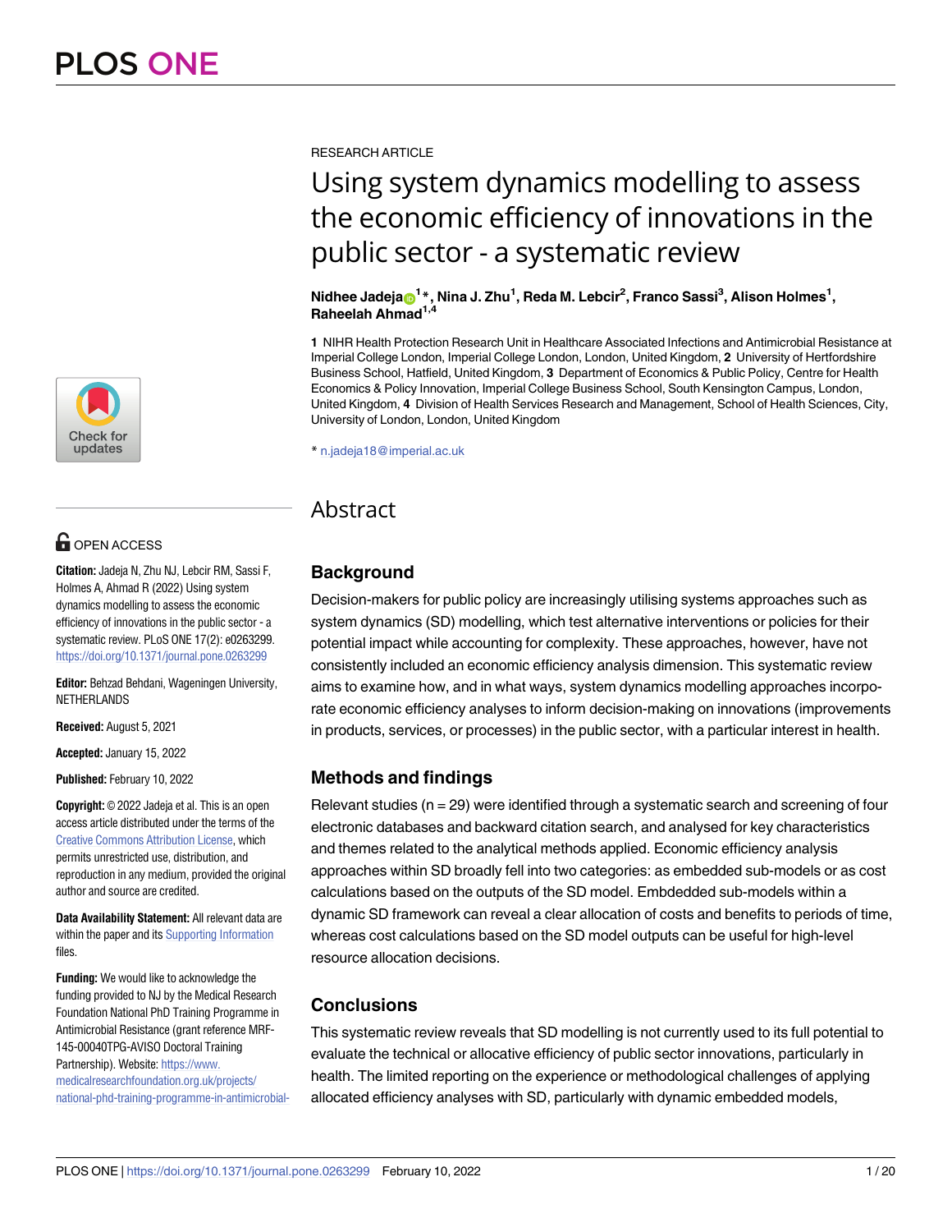RESEARCH ARTICLE

# Using system dynamics modelling to assess the economic efficiency of innovations in the public sector - a systematic review

**Nidhee Jadeja[1]*, Nina J. Zhu[1], Reda M. Lebcir[2], Franco Sassi[3], Alison Holmes[1], Raheelah Ahmad[1,4]**

**1** NIHR Health Protection Research Unit in Healthcare Associated Infections and Antimicrobial Resistance at Imperial College London, Imperial College London, London, United Kingdom, **2** University of Hertfordshire Business School, Hatfield, United Kingdom, **3** Department of Economics & Public Policy, Centre for Health Economics & Policy Innovation, Imperial College Business School, South Kensington Campus, London, United Kingdom, **4** Division of Health Services Research and Management, School of Health Sciences, City, University of London, London, United Kingdom

* n.jadeja18@imperial.ac.uk

OPEN ACCESS

**Citation:** Jadeja N, Zhu NJ, Lebcir RM, Sassi F, Holmes A, Ahmad R (2022) Using system dynamics modelling to assess the economic efficiency of innovations in the public sector - a systematic review. PLoS ONE 17(2): e0263299. https://doi.org/10.1371/journal.pone.0263299

**Editor:** Behzad Behdani, Wageningen University, NETHERLANDS

**Received:** August 5, 2021

**Accepted:** January 15, 2022

**Published:** February 10, 2022

**Copyright:** © 2022 Jadeja et al. This is an open access article distributed under the terms of the Creative Commons Attribution License, which permits unrestricted use, distribution, and reproduction in any medium, provided the original author and source are credited.

**Data Availability Statement:** All relevant data are within the paper and its Supporting Information files.

**Funding:** We would like to acknowledge the funding provided to NJ by the Medical Research Foundation National PhD Training Programme in Antimicrobial Resistance (grant reference MRF-145-00040TPG-AVISO Doctoral Training Partnership). Website: https://www.medicalresearchfoundation.org.uk/projects/national-phd-training-programme-in-antimicrobial-

## Abstract

### Background

Decision-makers for public policy are increasingly utilising systems approaches such as system dynamics (SD) modelling, which test alternative interventions or policies for their potential impact while accounting for complexity. These approaches, however, have not consistently included an economic efficiency analysis dimension. This systematic review aims to examine how, and in what ways, system dynamics modelling approaches incorporate economic efficiency analyses to inform decision-making on innovations (improvements in products, services, or processes) in the public sector, with a particular interest in health.

### Methods and findings

Relevant studies (n = 29) were identified through a systematic search and screening of four electronic databases and backward citation search, and analysed for key characteristics and themes related to the analytical methods applied. Economic efficiency analysis approaches within SD broadly fell into two categories: as embedded sub-models or as cost calculations based on the outputs of the SD model. Embdedded sub-models within a dynamic SD framework can reveal a clear allocation of costs and benefits to periods of time, whereas cost calculations based on the SD model outputs can be useful for high-level resource allocation decisions.

### Conclusions

This systematic review reveals that SD modelling is not currently used to its full potential to evaluate the technical or allocative efficiency of public sector innovations, particularly in health. The limited reporting on the experience or methodological challenges of applying allocated efficiency analyses with SD, particularly with dynamic embedded models,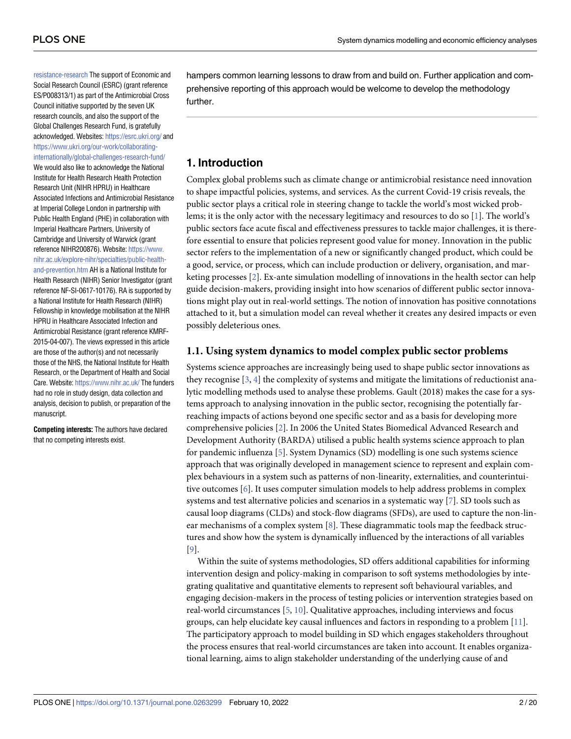resistance-research The support of Economic and Social Research Council (ESRC) (grant reference ES/P008313/1) as part of the Antimicrobial Cross Council initiative supported by the seven UK research councils, and also the support of the Global Challenges Research Fund, is gratefully acknowledged. Websites: https://esrc.ukri.org/ and https://www.ukri.org/our-work/collaborating-internationally/global-challenges-research-fund/ We would also like to acknowledge the National Institute for Health Research Health Protection Research Unit (NIHR HPRU) in Healthcare Associated Infections and Antimicrobial Resistance at Imperial College London in partnership with Public Health England (PHE) in collaboration with Imperial Healthcare Partners, University of Cambridge and University of Warwick (grant reference NIHR200876). Website: https://www.nihr.ac.uk/explore-nihr/specialties/public-health-and-prevention.htm AH is a National Institute for Health Research (NIHR) Senior Investigator (grant reference NF-SI-0617-10176). RA is supported by a National Institute for Health Research (NIHR) Fellowship in knowledge mobilisation at the NIHR HPRU in Healthcare Associated Infection and Antimicrobial Resistance (grant reference KMRF-2015-04-007). The views expressed in this article are those of the author(s) and not necessarily those of the NHS, the National Institute for Health Research, or the Department of Health and Social Care. Website: https://www.nihr.ac.uk/ The funders had no role in study design, data collection and analysis, decision to publish, or preparation of the manuscript.

**Competing interests:** The authors have declared that no competing interests exist.

hampers common learning lessons to draw from and build on. Further application and comprehensive reporting of this approach would be welcome to develop the methodology further.

## 1. Introduction

Complex global problems such as climate change or antimicrobial resistance need innovation to shape impactful policies, systems, and services. As the current Covid-19 crisis reveals, the public sector plays a critical role in steering change to tackle the world's most wicked problems; it is the only actor with the necessary legitimacy and resources to do so [1]. The world's public sectors face acute fiscal and effectiveness pressures to tackle major challenges, it is therefore essential to ensure that policies represent good value for money. Innovation in the public sector refers to the implementation of a new or significantly changed product, which could be a good, service, or process, which can include production or delivery, organisation, and marketing processes [2]. Ex-ante simulation modelling of innovations in the health sector can help guide decision-makers, providing insight into how scenarios of different public sector innovations might play out in real-world settings. The notion of innovation has positive connotations attached to it, but a simulation model can reveal whether it creates any desired impacts or even possibly deleterious ones.

### 1.1. Using system dynamics to model complex public sector problems

Systems science approaches are increasingly being used to shape public sector innovations as they recognise [3, 4] the complexity of systems and mitigate the limitations of reductionist analytic modelling methods used to analyse these problems. Gault (2018) makes the case for a systems approach to analysing innovation in the public sector, recognising the potentially far-reaching impacts of actions beyond one specific sector and as a basis for developing more comprehensive policies [2]. In 2006 the United States Biomedical Advanced Research and Development Authority (BARDA) utilised a public health systems science approach to plan for pandemic influenza [5]. System Dynamics (SD) modelling is one such systems science approach that was originally developed in management science to represent and explain complex behaviours in a system such as patterns of non-linearity, externalities, and counterintuitive outcomes [6]. It uses computer simulation models to help address problems in complex systems and test alternative policies and scenarios in a systematic way [7]. SD tools such as causal loop diagrams (CLDs) and stock-flow diagrams (SFDs), are used to capture the non-linear mechanisms of a complex system [8]. These diagrammatic tools map the feedback structures and show how the system is dynamically influenced by the interactions of all variables [9].

Within the suite of systems methodologies, SD offers additional capabilities for informing intervention design and policy-making in comparison to soft systems methodologies by integrating qualitative and quantitative elements to represent soft behavioural variables, and engaging decision-makers in the process of testing policies or intervention strategies based on real-world circumstances [5, 10]. Qualitative approaches, including interviews and focus groups, can help elucidate key causal influences and factors in responding to a problem [11]. The participatory approach to model building in SD which engages stakeholders throughout the process ensures that real-world circumstances are taken into account. It enables organizational learning, aims to align stakeholder understanding of the underlying cause of and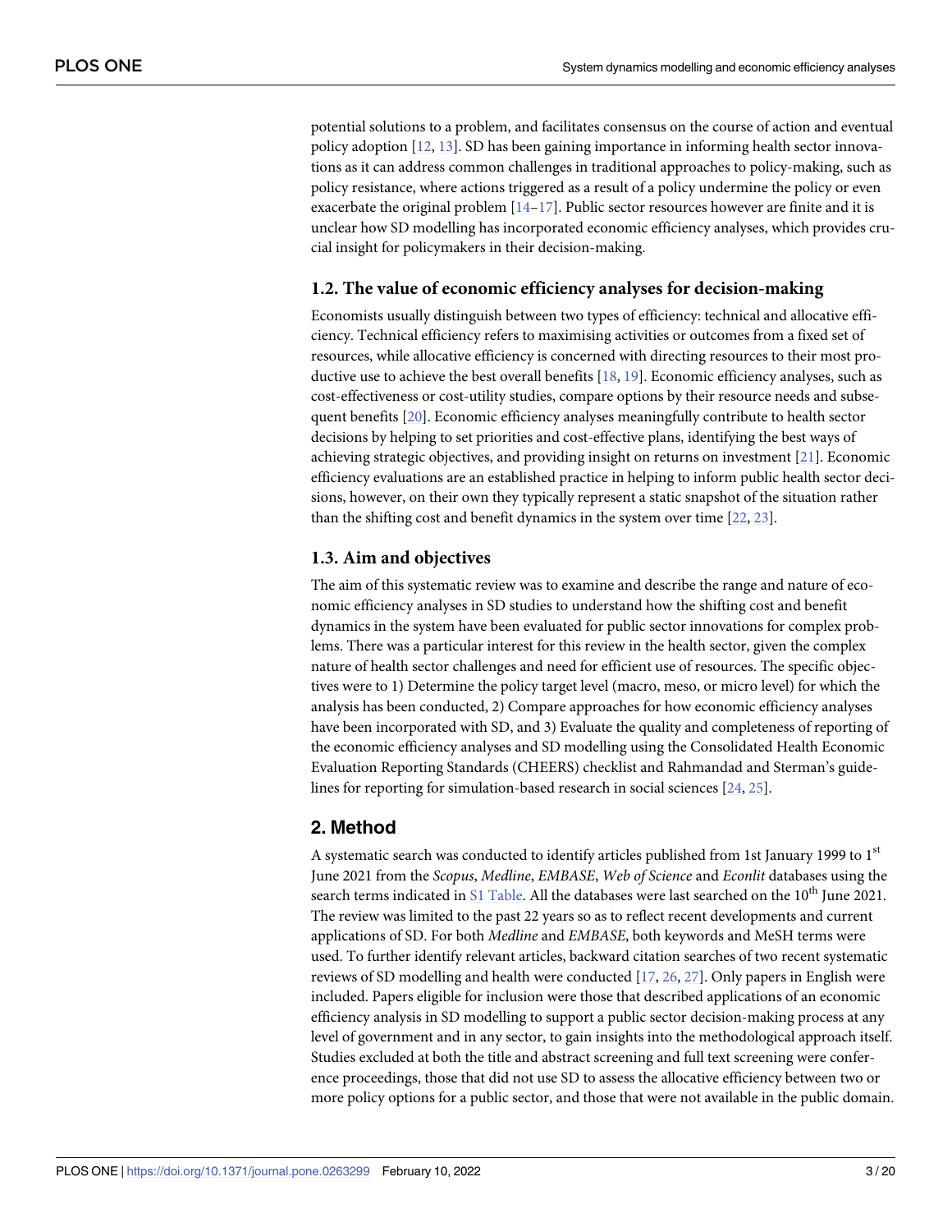potential solutions to a problem, and facilitates consensus on the course of action and eventual policy adoption [12, 13]. SD has been gaining importance in informing health sector innovations as it can address common challenges in traditional approaches to policy-making, such as policy resistance, where actions triggered as a result of a policy undermine the policy or even exacerbate the original problem [14–17]. Public sector resources however are finite and it is unclear how SD modelling has incorporated economic efficiency analyses, which provides crucial insight for policymakers in their decision-making.

### 1.2. The value of economic efficiency analyses for decision-making

Economists usually distinguish between two types of efficiency: technical and allocative efficiency. Technical efficiency refers to maximising activities or outcomes from a fixed set of resources, while allocative efficiency is concerned with directing resources to their most productive use to achieve the best overall benefits [18, 19]. Economic efficiency analyses, such as cost-effectiveness or cost-utility studies, compare options by their resource needs and subsequent benefits [20]. Economic efficiency analyses meaningfully contribute to health sector decisions by helping to set priorities and cost-effective plans, identifying the best ways of achieving strategic objectives, and providing insight on returns on investment [21]. Economic efficiency evaluations are an established practice in helping to inform public health sector decisions, however, on their own they typically represent a static snapshot of the situation rather than the shifting cost and benefit dynamics in the system over time [22, 23].

### 1.3. Aim and objectives

The aim of this systematic review was to examine and describe the range and nature of economic efficiency analyses in SD studies to understand how the shifting cost and benefit dynamics in the system have been evaluated for public sector innovations for complex problems. There was a particular interest for this review in the health sector, given the complex nature of health sector challenges and need for efficient use of resources. The specific objectives were to 1) Determine the policy target level (macro, meso, or micro level) for which the analysis has been conducted, 2) Compare approaches for how economic efficiency analyses have been incorporated with SD, and 3) Evaluate the quality and completeness of reporting of the economic efficiency analyses and SD modelling using the Consolidated Health Economic Evaluation Reporting Standards (CHEERS) checklist and Rahmandad and Sterman's guidelines for reporting for simulation-based research in social sciences [24, 25].

## 2. Method

A systematic search was conducted to identify articles published from 1st January 1999 to 1st June 2021 from the *Scopus*, *Medline*, *EMBASE*, *Web of Science* and *Econlit* databases using the search terms indicated in S1 Table. All the databases were last searched on the 10th June 2021. The review was limited to the past 22 years so as to reflect recent developments and current applications of SD. For both *Medline* and *EMBASE*, both keywords and MeSH terms were used. To further identify relevant articles, backward citation searches of two recent systematic reviews of SD modelling and health were conducted [17, 26, 27]. Only papers in English were included. Papers eligible for inclusion were those that described applications of an economic efficiency analysis in SD modelling to support a public sector decision-making process at any level of government and in any sector, to gain insights into the methodological approach itself. Studies excluded at both the title and abstract screening and full text screening were conference proceedings, those that did not use SD to assess the allocative efficiency between two or more policy options for a public sector, and those that were not available in the public domain.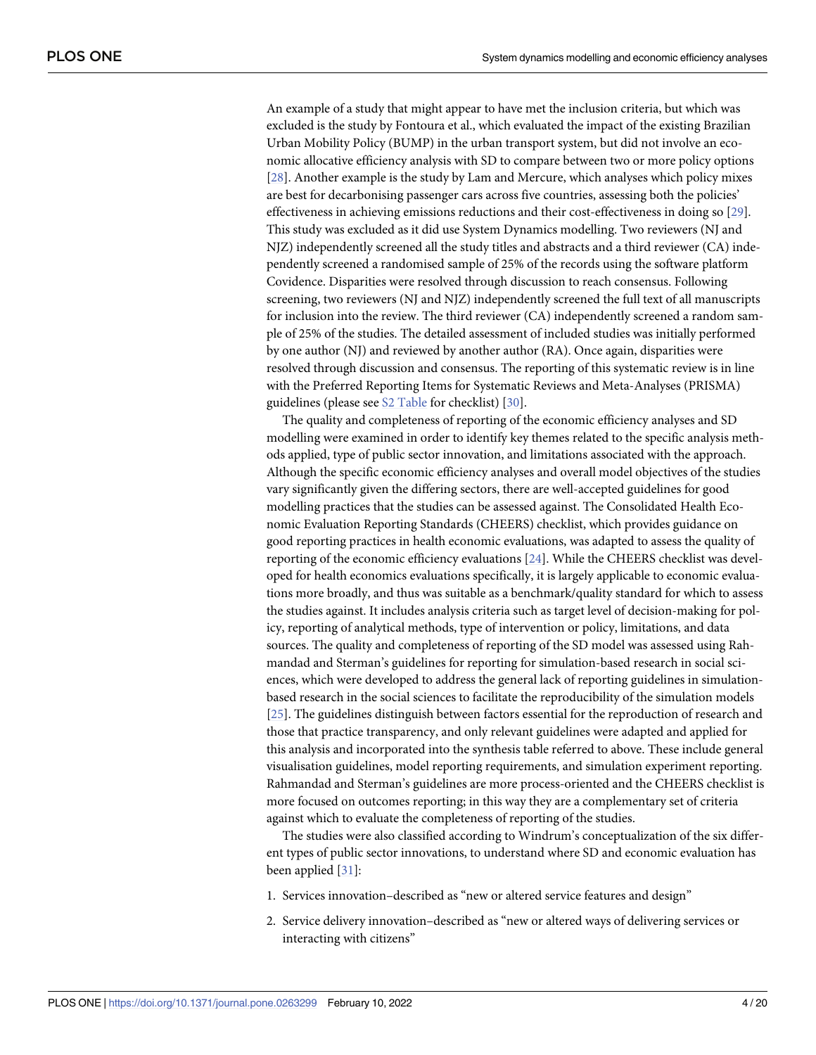An example of a study that might appear to have met the inclusion criteria, but which was excluded is the study by Fontoura et al., which evaluated the impact of the existing Brazilian Urban Mobility Policy (BUMP) in the urban transport system, but did not involve an economic allocative efficiency analysis with SD to compare between two or more policy options [28]. Another example is the study by Lam and Mercure, which analyses which policy mixes are best for decarbonising passenger cars across five countries, assessing both the policies' effectiveness in achieving emissions reductions and their cost-effectiveness in doing so [29]. This study was excluded as it did use System Dynamics modelling. Two reviewers (NJ and NJZ) independently screened all the study titles and abstracts and a third reviewer (CA) independently screened a randomised sample of 25% of the records using the software platform Covidence. Disparities were resolved through discussion to reach consensus. Following screening, two reviewers (NJ and NJZ) independently screened the full text of all manuscripts for inclusion into the review. The third reviewer (CA) independently screened a random sample of 25% of the studies. The detailed assessment of included studies was initially performed by one author (NJ) and reviewed by another author (RA). Once again, disparities were resolved through discussion and consensus. The reporting of this systematic review is in line with the Preferred Reporting Items for Systematic Reviews and Meta-Analyses (PRISMA) guidelines (please see S2 Table for checklist) [30].

The quality and completeness of reporting of the economic efficiency analyses and SD modelling were examined in order to identify key themes related to the specific analysis methods applied, type of public sector innovation, and limitations associated with the approach. Although the specific economic efficiency analyses and overall model objectives of the studies vary significantly given the differing sectors, there are well-accepted guidelines for good modelling practices that the studies can be assessed against. The Consolidated Health Economic Evaluation Reporting Standards (CHEERS) checklist, which provides guidance on good reporting practices in health economic evaluations, was adapted to assess the quality of reporting of the economic efficiency evaluations [24]. While the CHEERS checklist was developed for health economics evaluations specifically, it is largely applicable to economic evaluations more broadly, and thus was suitable as a benchmark/quality standard for which to assess the studies against. It includes analysis criteria such as target level of decision-making for policy, reporting of analytical methods, type of intervention or policy, limitations, and data sources. The quality and completeness of reporting of the SD model was assessed using Rahmandad and Sterman's guidelines for reporting for simulation-based research in social sciences, which were developed to address the general lack of reporting guidelines in simulation-based research in the social sciences to facilitate the reproducibility of the simulation models [25]. The guidelines distinguish between factors essential for the reproduction of research and those that practice transparency, and only relevant guidelines were adapted and applied for this analysis and incorporated into the synthesis table referred to above. These include general visualisation guidelines, model reporting requirements, and simulation experiment reporting. Rahmandad and Sterman's guidelines are more process-oriented and the CHEERS checklist is more focused on outcomes reporting; in this way they are a complementary set of criteria against which to evaluate the completeness of reporting of the studies.

The studies were also classified according to Windrum's conceptualization of the six different types of public sector innovations, to understand where SD and economic evaluation has been applied [31]:

1. Services innovation–described as "new or altered service features and design"
2. Service delivery innovation–described as "new or altered ways of delivering services or interacting with citizens"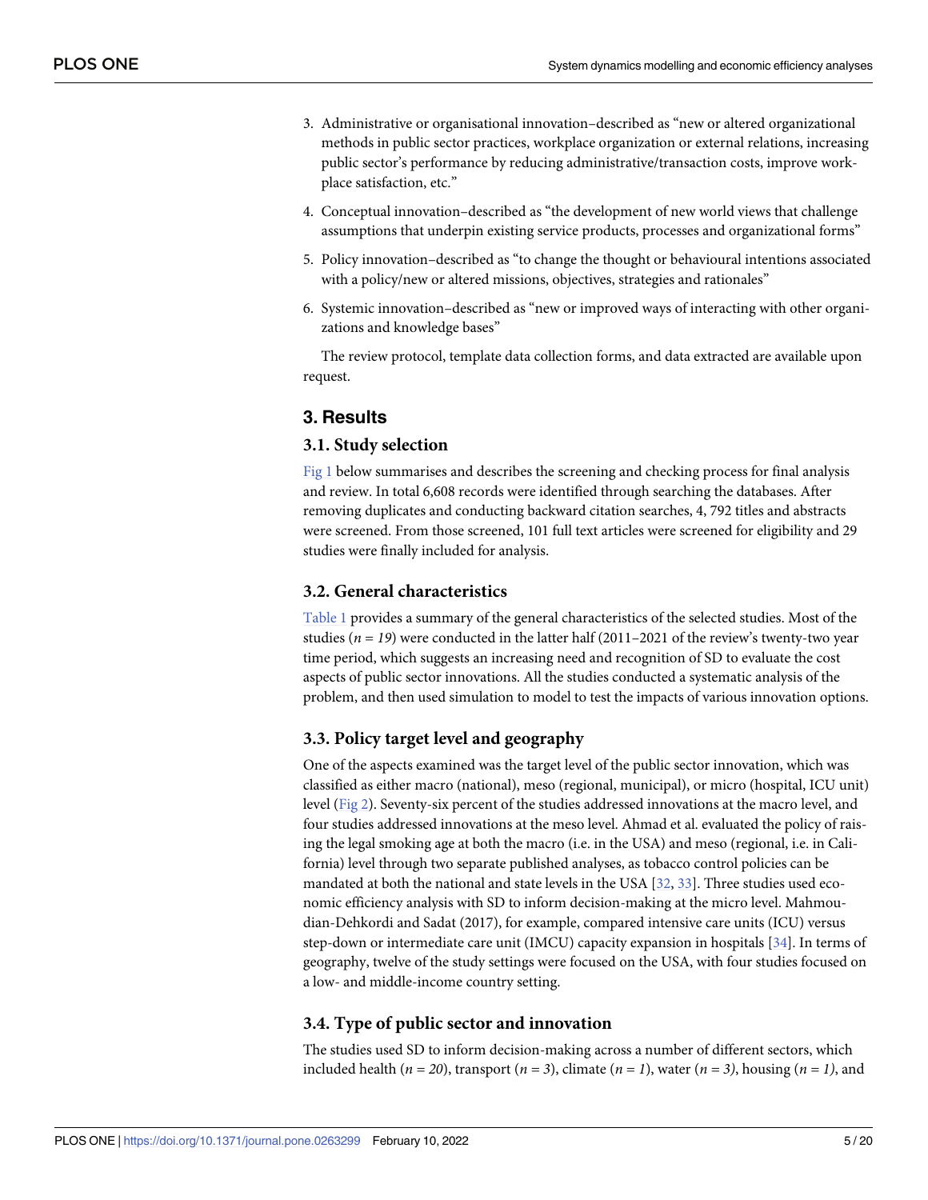3. Administrative or organisational innovation–described as "new or altered organizational methods in public sector practices, workplace organization or external relations, increasing public sector's performance by reducing administrative/transaction costs, improve workplace satisfaction, etc."
4. Conceptual innovation–described as "the development of new world views that challenge assumptions that underpin existing service products, processes and organizational forms"
5. Policy innovation–described as "to change the thought or behavioural intentions associated with a policy/new or altered missions, objectives, strategies and rationales"
6. Systemic innovation–described as "new or improved ways of interacting with other organizations and knowledge bases"

The review protocol, template data collection forms, and data extracted are available upon request.

## 3. Results

### 3.1. Study selection

Fig 1 below summarises and describes the screening and checking process for final analysis and review. In total 6,608 records were identified through searching the databases. After removing duplicates and conducting backward citation searches, 4, 792 titles and abstracts were screened. From those screened, 101 full text articles were screened for eligibility and 29 studies were finally included for analysis.

### 3.2. General characteristics

Table 1 provides a summary of the general characteristics of the selected studies. Most of the studies ($n = 19$) were conducted in the latter half (2011–2021 of the review's twenty-two year time period, which suggests an increasing need and recognition of SD to evaluate the cost aspects of public sector innovations. All the studies conducted a systematic analysis of the problem, and then used simulation to model to test the impacts of various innovation options.

### 3.3. Policy target level and geography

One of the aspects examined was the target level of the public sector innovation, which was classified as either macro (national), meso (regional, municipal), or micro (hospital, ICU unit) level (Fig 2). Seventy-six percent of the studies addressed innovations at the macro level, and four studies addressed innovations at the meso level. Ahmad et al. evaluated the policy of raising the legal smoking age at both the macro (i.e. in the USA) and meso (regional, i.e. in California) level through two separate published analyses, as tobacco control policies can be mandated at both the national and state levels in the USA [32, 33]. Three studies used economic efficiency analysis with SD to inform decision-making at the micro level. Mahmoudian-Dehkordi and Sadat (2017), for example, compared intensive care units (ICU) versus step-down or intermediate care unit (IMCU) capacity expansion in hospitals [34]. In terms of geography, twelve of the study settings were focused on the USA, with four studies focused on a low- and middle-income country setting.

### 3.4. Type of public sector and innovation

The studies used SD to inform decision-making across a number of different sectors, which included health ($n = 20$), transport ($n = 3$), climate ($n = 1$), water ($n = 3$), housing ($n = 1$), and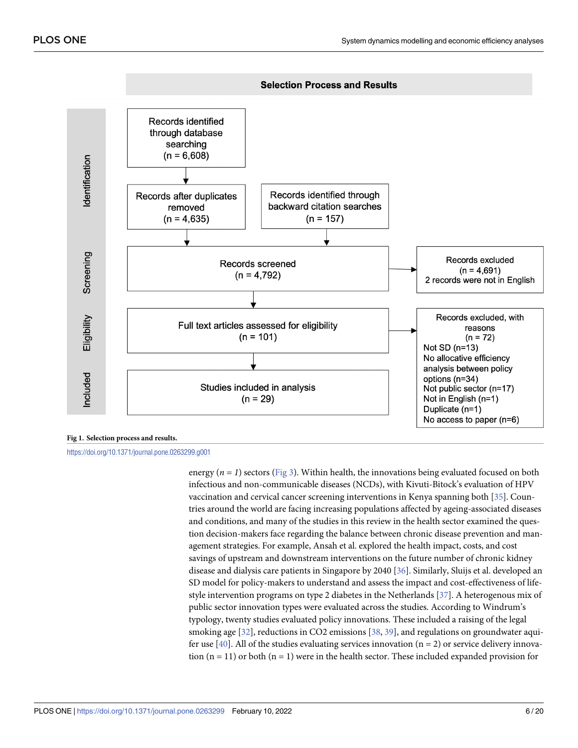**Selection Process and Results**

| Stage | | |
|---|---|---|
| Identification | Records identified through database searching (n = 6,608) → Records after duplicates removed (n = 4,635) | Records identified through backward citation searches (n = 157) |
| Screening | Records screened (n = 4,792) | Records excluded (n = 4,691) 2 records were not in English |
| Eligibility | Full text articles assessed for eligibility (n = 101) | Records excluded, with reasons (n = 72) Not SD (n=13) No allocative efficiency analysis between policy options (n=34) Not public sector (n=17) Not in English (n=1) Duplicate (n=1) No access to paper (n=6) |
| Included | Studies included in analysis (n = 29) | |

**Fig 1. Selection process and results.**

https://doi.org/10.1371/journal.pone.0263299.g001

energy (*n* = *1*) sectors (Fig 3). Within health, the innovations being evaluated focused on both infectious and non-communicable diseases (NCDs), with Kivuti-Bitock's evaluation of HPV vaccination and cervical cancer screening interventions in Kenya spanning both [35]. Countries around the world are facing increasing populations affected by ageing-associated diseases and conditions, and many of the studies in this review in the health sector examined the question decision-makers face regarding the balance between chronic disease prevention and management strategies. For example, Ansah et al. explored the health impact, costs, and cost savings of upstream and downstream interventions on the future number of chronic kidney disease and dialysis care patients in Singapore by 2040 [36]. Similarly, Sluijs et al. developed an SD model for policy-makers to understand and assess the impact and cost-effectiveness of lifestyle intervention programs on type 2 diabetes in the Netherlands [37]. A heterogenous mix of public sector innovation types were evaluated across the studies. According to Windrum's typology, twenty studies evaluated policy innovations. These included a raising of the legal smoking age [32], reductions in $CO_2$ emissions [38, 39], and regulations on groundwater aquifer use [40]. All of the studies evaluating services innovation (n = 2) or service delivery innovation (n = 11) or both (n = 1) were in the health sector. These included expanded provision for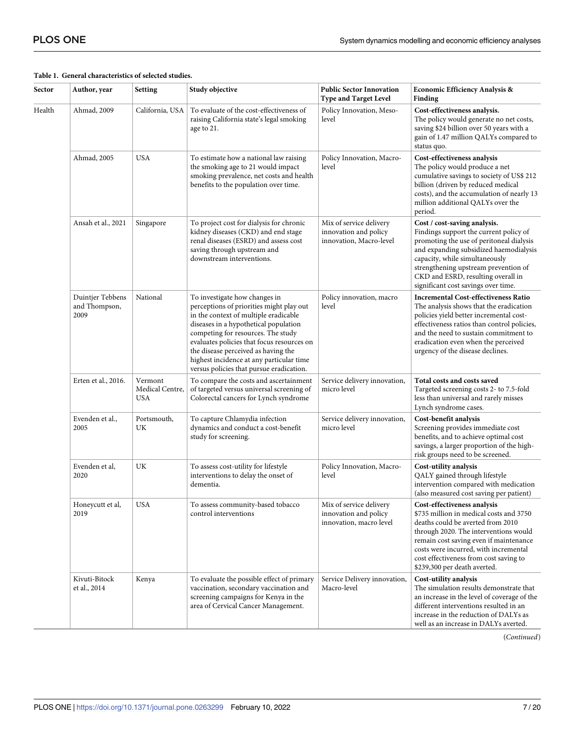**Table 1. General characteristics of selected studies.**

| Sector | Author, year | Setting | Study objective | Public Sector Innovation Type and Target Level | Economic Efficiency Analysis & Finding |
|---|---|---|---|---|---|
| Health | Ahmad, 2009 | California, USA | To evaluate of the cost-effectiveness of raising California state's legal smoking age to 21. | Policy Innovation, Meso-level | **Cost-effectiveness analysis.** The policy would generate no net costs, saving $24 billion over 50 years with a gain of 1.47 million QALYs compared to status quo. |
| | Ahmad, 2005 | USA | To estimate how a national law raising the smoking age to 21 would impact smoking prevalence, net costs and health benefits to the population over time. | Policy Innovation, Macro-level | **Cost-effectiveness analysis** The policy would produce a net cumulative savings to society of US$ 212 billion (driven by reduced medical costs), and the accumulation of nearly 13 million additional QALYs over the period. |
| | Ansah et al., 2021 | Singapore | To project cost for dialysis for chronic kidney diseases (CKD) and end stage renal diseases (ESRD) and assess cost saving through upstream and downstream interventions. | Mix of service delivery innovation and policy innovation, Macro-level | **Cost / cost-saving analysis.** Findings support the current policy of promoting the use of peritoneal dialysis and expanding subsidized haemodialysis capacity, while simultaneously strengthening upstream prevention of CKD and ESRD, resulting overall in significant cost savings over time. |
| | Duintjer Tebbens and Thompson, 2009 | National | To investigate how changes in perceptions of priorities might play out in the context of multiple eradicable diseases in a hypothetical population competing for resources. The study evaluates policies that focus resources on the disease perceived as having the highest incidence at any particular time versus policies that pursue eradication. | Policy innovation, macro level | **Incremental Cost-effectiveness Ratio** The analysis shows that the eradication policies yield better incremental cost-effectiveness ratios than control policies, and the need to sustain commitment to eradication even when the perceived urgency of the disease declines. |
| | Erten et al., 2016. | Vermont Medical Centre, USA | To compare the costs and ascertainment of targeted versus universal screening of Colorectal cancers for Lynch syndrome | Service delivery innovation, micro level | **Total costs and costs saved** Targeted screening costs 2- to 7.5-fold less than universal and rarely misses Lynch syndrome cases. |
| | Evenden et al., 2005 | Portsmouth, UK | To capture Chlamydia infection dynamics and conduct a cost-benefit study for screening. | Service delivery innovation, micro level | **Cost-benefit analysis** Screening provides immediate cost benefits, and to achieve optimal cost savings, a larger proportion of the high-risk groups need to be screened. |
| | Evenden et al, 2020 | UK | To assess cost-utility for lifestyle interventions to delay the onset of dementia. | Policy Innovation, Macro-level | **Cost-utility analysis** QALY gained through lifestyle intervention compared with medication (also measured cost saving per patient) |
| | Honeycutt et al, 2019 | USA | To assess community-based tobacco control interventions | Mix of service delivery innovation and policy innovation, macro level | **Cost-effectiveness analysis** $735 million in medical costs and 3750 deaths could be averted from 2010 through 2020. The interventions would remain cost saving even if maintenance costs were incurred, with incremental cost effectiveness from cost saving to $239,300 per death averted. |
| | Kivuti-Bitock et al., 2014 | Kenya | To evaluate the possible effect of primary vaccination, secondary vaccination and screening campaigns for Kenya in the area of Cervical Cancer Management. | Service Delivery innovation, Macro-level | **Cost-utility analysis** The simulation results demonstrate that an increase in the level of coverage of the different interventions resulted in an increase in the reduction of DALYs as well as an increase in DALYs averted. |

(*Continued*)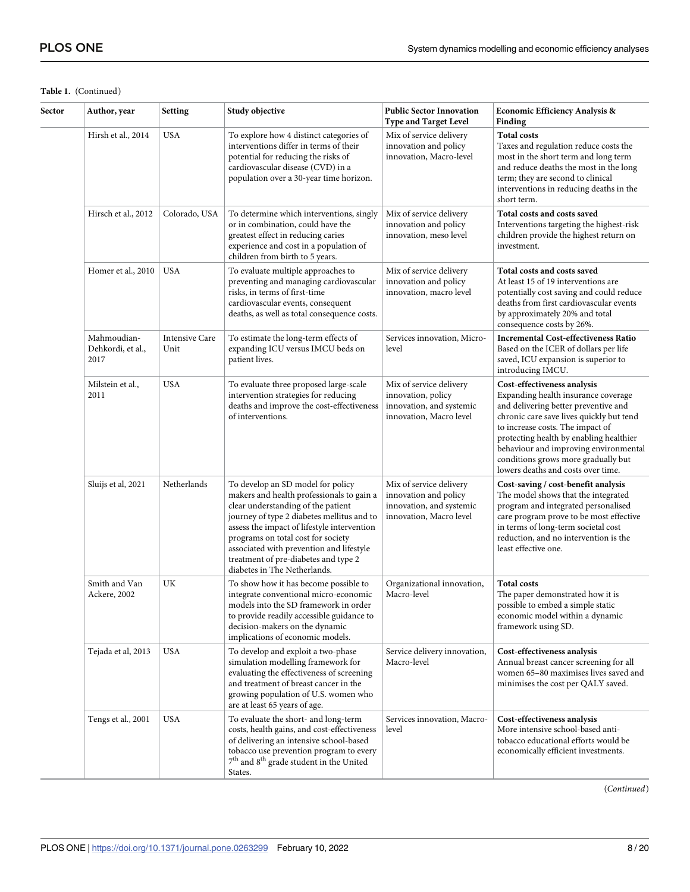**Table 1.** (Continued)

| Sector | Author, year | Setting | Study objective | Public Sector Innovation Type and Target Level | Economic Efficiency Analysis & Finding |
|---|---|---|---|---|---|
| | Hirsh et al., 2014 | USA | To explore how 4 distinct categories of interventions differ in terms of their potential for reducing the risks of cardiovascular disease (CVD) in a population over a 30-year time horizon. | Mix of service delivery innovation and policy innovation, Macro-level | **Total costs** Taxes and regulation reduce costs the most in the short term and long term and reduce deaths the most in the long term; they are second to clinical interventions in reducing deaths in the short term. |
| | Hirsch et al., 2012 | Colorado, USA | To determine which interventions, singly or in combination, could have the greatest effect in reducing caries experience and cost in a population of children from birth to 5 years. | Mix of service delivery innovation and policy innovation, meso level | **Total costs and costs saved** Interventions targeting the highest-risk children provide the highest return on investment. |
| | Homer et al., 2010 | USA | To evaluate multiple approaches to preventing and managing cardiovascular risks, in terms of first-time cardiovascular events, consequent deaths, as well as total consequence costs. | Mix of service delivery innovation and policy innovation, macro level | **Total costs and costs saved** At least 15 of 19 interventions are potentially cost saving and could reduce deaths from first cardiovascular events by approximately 20% and total consequence costs by 26%. |
| | Mahmoudian-Dehkordi, et al., 2017 | Intensive Care Unit | To estimate the long-term effects of expanding ICU versus IMCU beds on patient lives. | Services innovation, Micro-level | **Incremental Cost-effectiveness Ratio** Based on the ICER of dollars per life saved, ICU expansion is superior to introducing IMCU. |
| | Milstein et al., 2011 | USA | To evaluate three proposed large-scale intervention strategies for reducing deaths and improve the cost-effectiveness of interventions. | Mix of service delivery innovation, policy innovation, and systemic innovation, Macro level | **Cost-effectiveness analysis** Expanding health insurance coverage and delivering better preventive and chronic care save lives quickly but tend to increase costs. The impact of protecting health by enabling healthier behaviour and improving environmental conditions grows more gradually but lowers deaths and costs over time. |
| | Sluijs et al, 2021 | Netherlands | To develop an SD model for policy makers and health professionals to gain a clear understanding of the patient journey of type 2 diabetes mellitus and to assess the impact of lifestyle intervention programs on total cost for society associated with prevention and lifestyle treatment of pre-diabetes and type 2 diabetes in The Netherlands. | Mix of service delivery innovation and policy innovation, and systemic innovation, Macro level | **Cost-saving / cost-benefit analysis** The model shows that the integrated program and integrated personalised care program prove to be most effective in terms of long-term societal cost reduction, and no intervention is the least effective one. |
| | Smith and Van Ackere, 2002 | UK | To show how it has become possible to integrate conventional micro-economic models into the SD framework in order to provide readily accessible guidance to decision-makers on the dynamic implications of economic models. | Organizational innovation, Macro-level | **Total costs** The paper demonstrated how it is possible to embed a simple static economic model within a dynamic framework using SD. |
| | Tejada et al, 2013 | USA | To develop and exploit a two-phase simulation modelling framework for evaluating the effectiveness of screening and treatment of breast cancer in the growing population of U.S. women who are at least 65 years of age. | Service delivery innovation, Macro-level | **Cost-effectiveness analysis** Annual breast cancer screening for all women 65–80 maximises lives saved and minimises the cost per QALY saved. |
| | Tengs et al., 2001 | USA | To evaluate the short- and long-term costs, health gains, and cost-effectiveness of delivering an intensive school-based tobacco use prevention program to every 7th and 8th grade student in the United States. | Services innovation, Macro-level | **Cost-effectiveness analysis** More intensive school-based anti-tobacco educational efforts would be economically efficient investments. |

(*Continued*)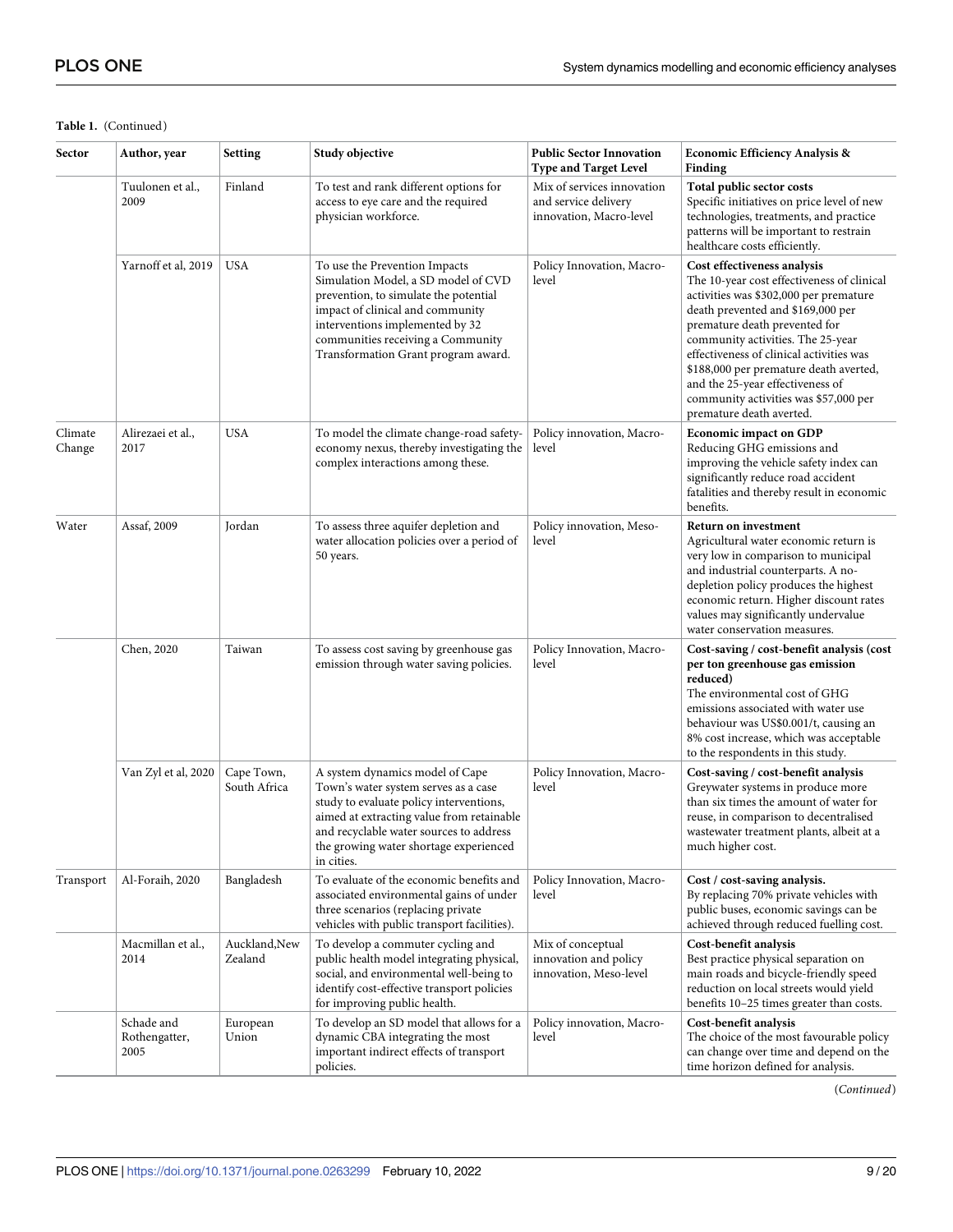**Table 1.** (Continued)

| Sector | Author, year | Setting | Study objective | Public Sector Innovation Type and Target Level | Economic Efficiency Analysis & Finding |
|---|---|---|---|---|---|
| | Tuulonen et al., 2009 | Finland | To test and rank different options for access to eye care and the required physician workforce. | Mix of services innovation and service delivery innovation, Macro-level | **Total public sector costs** Specific initiatives on price level of new technologies, treatments, and practice patterns will be important to restrain healthcare costs efficiently. |
| | Yarnoff et al, 2019 | USA | To use the Prevention Impacts Simulation Model, a SD model of CVD prevention, to simulate the potential impact of clinical and community interventions implemented by 32 communities receiving a Community Transformation Grant program award. | Policy Innovation, Macro-level | **Cost effectiveness analysis** The 10-year cost effectiveness of clinical activities was $302,000 per premature death prevented and $169,000 per premature death prevented for community activities. The 25-year effectiveness of clinical activities was $188,000 per premature death averted, and the 25-year effectiveness of community activities was $57,000 per premature death averted. |
| Climate Change | Alirezaei et al., 2017 | USA | To model the climate change-road safety-economy nexus, thereby investigating the complex interactions among these. | Policy innovation, Macro-level | **Economic impact on GDP** Reducing GHG emissions and improving the vehicle safety index can significantly reduce road accident fatalities and thereby result in economic benefits. |
| Water | Assaf, 2009 | Jordan | To assess three aquifer depletion and water allocation policies over a period of 50 years. | Policy innovation, Meso-level | **Return on investment** Agricultural water economic return is very low in comparison to municipal and industrial counterparts. A no-depletion policy produces the highest economic return. Higher discount rates values may significantly undervalue water conservation measures. |
| | Chen, 2020 | Taiwan | To assess cost saving by greenhouse gas emission through water saving policies. | Policy Innovation, Macro-level | **Cost-saving / cost-benefit analysis (cost per ton greenhouse gas emission reduced)** The environmental cost of GHG emissions associated with water use behaviour was US$0.001/t, causing an 8% cost increase, which was acceptable to the respondents in this study. |
| | Van Zyl et al, 2020 | Cape Town, South Africa | A system dynamics model of Cape Town's water system serves as a case study to evaluate policy interventions, aimed at extracting value from retainable and recyclable water sources to address the growing water shortage experienced in cities. | Policy Innovation, Macro-level | **Cost-saving / cost-benefit analysis** Greywater systems in produce more than six times the amount of water for reuse, in comparison to decentralised wastewater treatment plants, albeit at a much higher cost. |
| Transport | Al-Foraih, 2020 | Bangladesh | To evaluate of the economic benefits and associated environmental gains of under three scenarios (replacing private vehicles with public transport facilities). | Policy Innovation, Macro-level | **Cost / cost-saving analysis.** By replacing 70% private vehicles with public buses, economic savings can be achieved through reduced fuelling cost. |
| | Macmillan et al., 2014 | Auckland, New Zealand | To develop a commuter cycling and public health model integrating physical, social, and environmental well-being to identify cost-effective transport policies for improving public health. | Mix of conceptual innovation and policy innovation, Meso-level | **Cost-benefit analysis** Best practice physical separation on main roads and bicycle-friendly speed reduction on local streets would yield benefits 10–25 times greater than costs. |
| | Schade and Rothengatter, 2005 | European Union | To develop an SD model that allows for a dynamic CBA integrating the most important indirect effects of transport policies. | Policy innovation, Macro-level | **Cost-benefit analysis** The choice of the most favourable policy can change over time and depend on the time horizon defined for analysis. |

(*Continued*)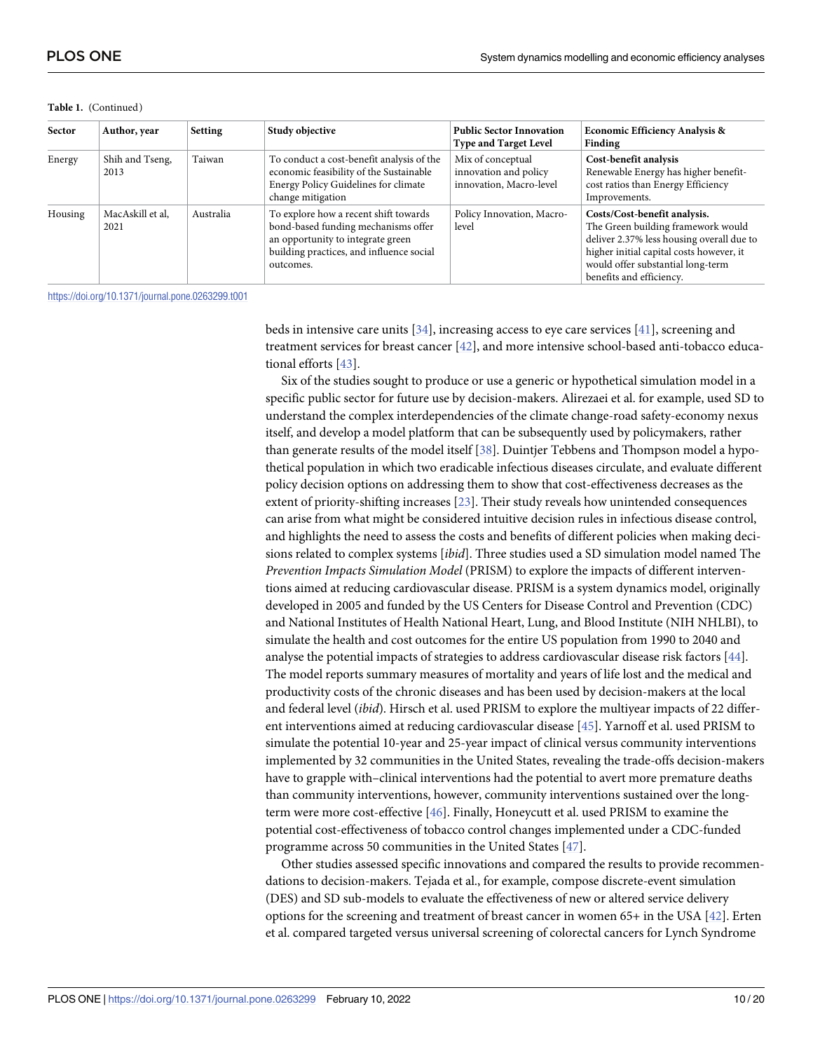**Table 1.** (Continued)

| Sector | Author, year | Setting | Study objective | Public Sector Innovation Type and Target Level | Economic Efficiency Analysis & Finding |
|---|---|---|---|---|---|
| Energy | Shih and Tseng, 2013 | Taiwan | To conduct a cost-benefit analysis of the economic feasibility of the Sustainable Energy Policy Guidelines for climate change mitigation | Mix of conceptual innovation and policy innovation, Macro-level | **Cost-benefit analysis** Renewable Energy has higher benefit-cost ratios than Energy Efficiency Improvements. |
| Housing | MacAskill et al, 2021 | Australia | To explore how a recent shift towards bond-based funding mechanisms offer an opportunity to integrate green building practices, and influence social outcomes. | Policy Innovation, Macro-level | **Costs/Cost-benefit analysis.** The Green building framework would deliver 2.37% less housing overall due to higher initial capital costs however, it would offer substantial long-term benefits and efficiency. |

https://doi.org/10.1371/journal.pone.0263299.t001

beds in intensive care units [34], increasing access to eye care services [41], screening and treatment services for breast cancer [42], and more intensive school-based anti-tobacco educational efforts [43].

Six of the studies sought to produce or use a generic or hypothetical simulation model in a specific public sector for future use by decision-makers. Alirezaei et al. for example, used SD to understand the complex interdependencies of the climate change-road safety-economy nexus itself, and develop a model platform that can be subsequently used by policymakers, rather than generate results of the model itself [38]. Duintjer Tebbens and Thompson model a hypothetical population in which two eradicable infectious diseases circulate, and evaluate different policy decision options on addressing them to show that cost-effectiveness decreases as the extent of priority-shifting increases [23]. Their study reveals how unintended consequences can arise from what might be considered intuitive decision rules in infectious disease control, and highlights the need to assess the costs and benefits of different policies when making decisions related to complex systems [*ibid*]. Three studies used a SD simulation model named The *Prevention Impacts Simulation Model* (PRISM) to explore the impacts of different interventions aimed at reducing cardiovascular disease. PRISM is a system dynamics model, originally developed in 2005 and funded by the US Centers for Disease Control and Prevention (CDC) and National Institutes of Health National Heart, Lung, and Blood Institute (NIH NHLBI), to simulate the health and cost outcomes for the entire US population from 1990 to 2040 and analyse the potential impacts of strategies to address cardiovascular disease risk factors [44]. The model reports summary measures of mortality and years of life lost and the medical and productivity costs of the chronic diseases and has been used by decision-makers at the local and federal level (*ibid*). Hirsch et al. used PRISM to explore the multiyear impacts of 22 different interventions aimed at reducing cardiovascular disease [45]. Yarnoff et al. used PRISM to simulate the potential 10-year and 25-year impact of clinical versus community interventions implemented by 32 communities in the United States, revealing the trade-offs decision-makers have to grapple with–clinical interventions had the potential to avert more premature deaths than community interventions, however, community interventions sustained over the long-term were more cost-effective [46]. Finally, Honeycutt et al. used PRISM to examine the potential cost-effectiveness of tobacco control changes implemented under a CDC-funded programme across 50 communities in the United States [47].

Other studies assessed specific innovations and compared the results to provide recommendations to decision-makers. Tejada et al., for example, compose discrete-event simulation (DES) and SD sub-models to evaluate the effectiveness of new or altered service delivery options for the screening and treatment of breast cancer in women 65+ in the USA [42]. Erten et al. compared targeted versus universal screening of colorectal cancers for Lynch Syndrome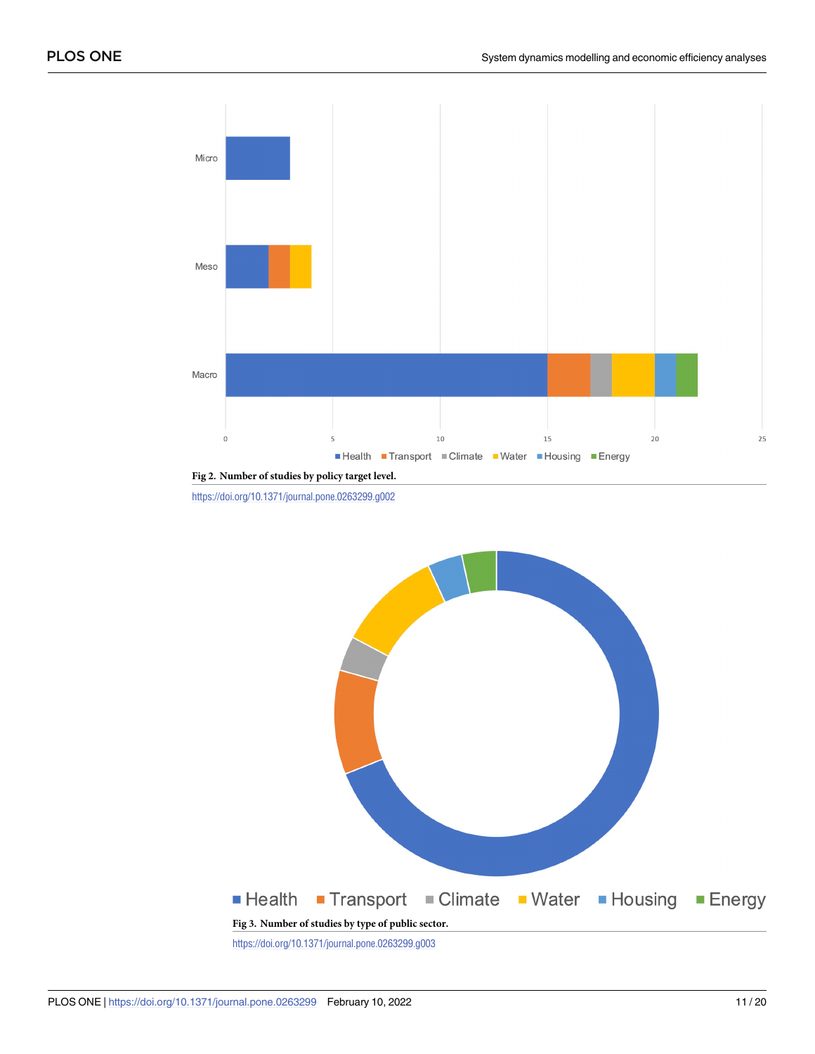**Fig 2. Number of studies by policy target level.**

https://doi.org/10.1371/journal.pone.0263299.g002

**Fig 3. Number of studies by type of public sector.**

https://doi.org/10.1371/journal.pone.0263299.g003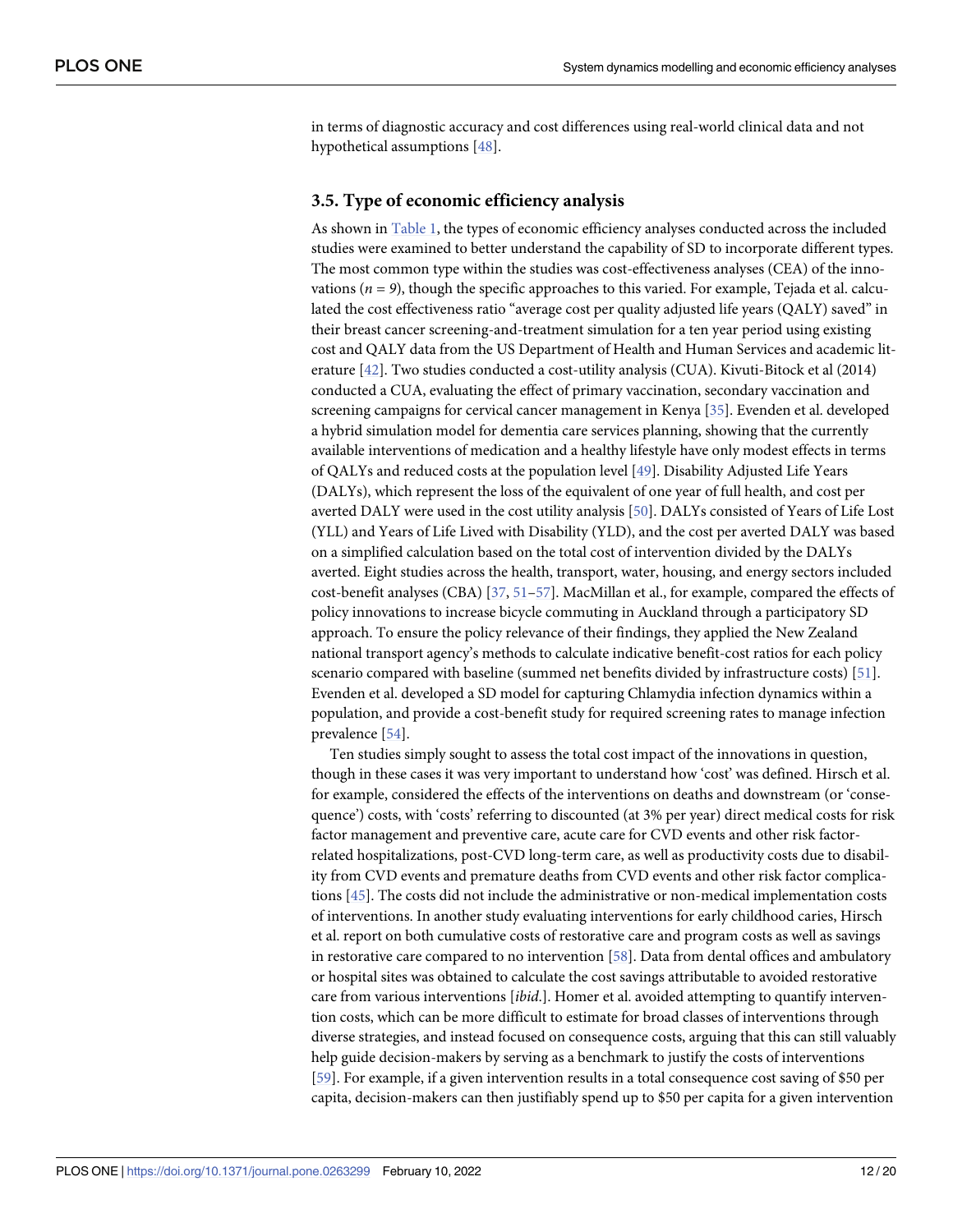in terms of diagnostic accuracy and cost differences using real-world clinical data and not hypothetical assumptions [48].

### 3.5. Type of economic efficiency analysis

As shown in Table 1, the types of economic efficiency analyses conducted across the included studies were examined to better understand the capability of SD to incorporate different types. The most common type within the studies was cost-effectiveness analyses (CEA) of the innovations ($n = 9$), though the specific approaches to this varied. For example, Tejada et al. calculated the cost effectiveness ratio "average cost per quality adjusted life years (QALY) saved" in their breast cancer screening-and-treatment simulation for a ten year period using existing cost and QALY data from the US Department of Health and Human Services and academic literature [42]. Two studies conducted a cost-utility analysis (CUA). Kivuti-Bitock et al (2014) conducted a CUA, evaluating the effect of primary vaccination, secondary vaccination and screening campaigns for cervical cancer management in Kenya [35]. Evenden et al. developed a hybrid simulation model for dementia care services planning, showing that the currently available interventions of medication and a healthy lifestyle have only modest effects in terms of QALYs and reduced costs at the population level [49]. Disability Adjusted Life Years (DALYs), which represent the loss of the equivalent of one year of full health, and cost per averted DALY were used in the cost utility analysis [50]. DALYs consisted of Years of Life Lost (YLL) and Years of Life Lived with Disability (YLD), and the cost per averted DALY was based on a simplified calculation based on the total cost of intervention divided by the DALYs averted. Eight studies across the health, transport, water, housing, and energy sectors included cost-benefit analyses (CBA) [37, 51–57]. MacMillan et al., for example, compared the effects of policy innovations to increase bicycle commuting in Auckland through a participatory SD approach. To ensure the policy relevance of their findings, they applied the New Zealand national transport agency's methods to calculate indicative benefit-cost ratios for each policy scenario compared with baseline (summed net benefits divided by infrastructure costs) [51]. Evenden et al. developed a SD model for capturing Chlamydia infection dynamics within a population, and provide a cost-benefit study for required screening rates to manage infection prevalence [54].

Ten studies simply sought to assess the total cost impact of the innovations in question, though in these cases it was very important to understand how 'cost' was defined. Hirsch et al. for example, considered the effects of the interventions on deaths and downstream (or 'consequence') costs, with 'costs' referring to discounted (at 3% per year) direct medical costs for risk factor management and preventive care, acute care for CVD events and other risk factor-related hospitalizations, post-CVD long-term care, as well as productivity costs due to disability from CVD events and premature deaths from CVD events and other risk factor complications [45]. The costs did not include the administrative or non-medical implementation costs of interventions. In another study evaluating interventions for early childhood caries, Hirsch et al. report on both cumulative costs of restorative care and program costs as well as savings in restorative care compared to no intervention [58]. Data from dental offices and ambulatory or hospital sites was obtained to calculate the cost savings attributable to avoided restorative care from various interventions [*ibid.*]. Homer et al. avoided attempting to quantify intervention costs, which can be more difficult to estimate for broad classes of interventions through diverse strategies, and instead focused on consequence costs, arguing that this can still valuably help guide decision-makers by serving as a benchmark to justify the costs of interventions [59]. For example, if a given intervention results in a total consequence cost saving of $50 per capita, decision-makers can then justifiably spend up to $50 per capita for a given intervention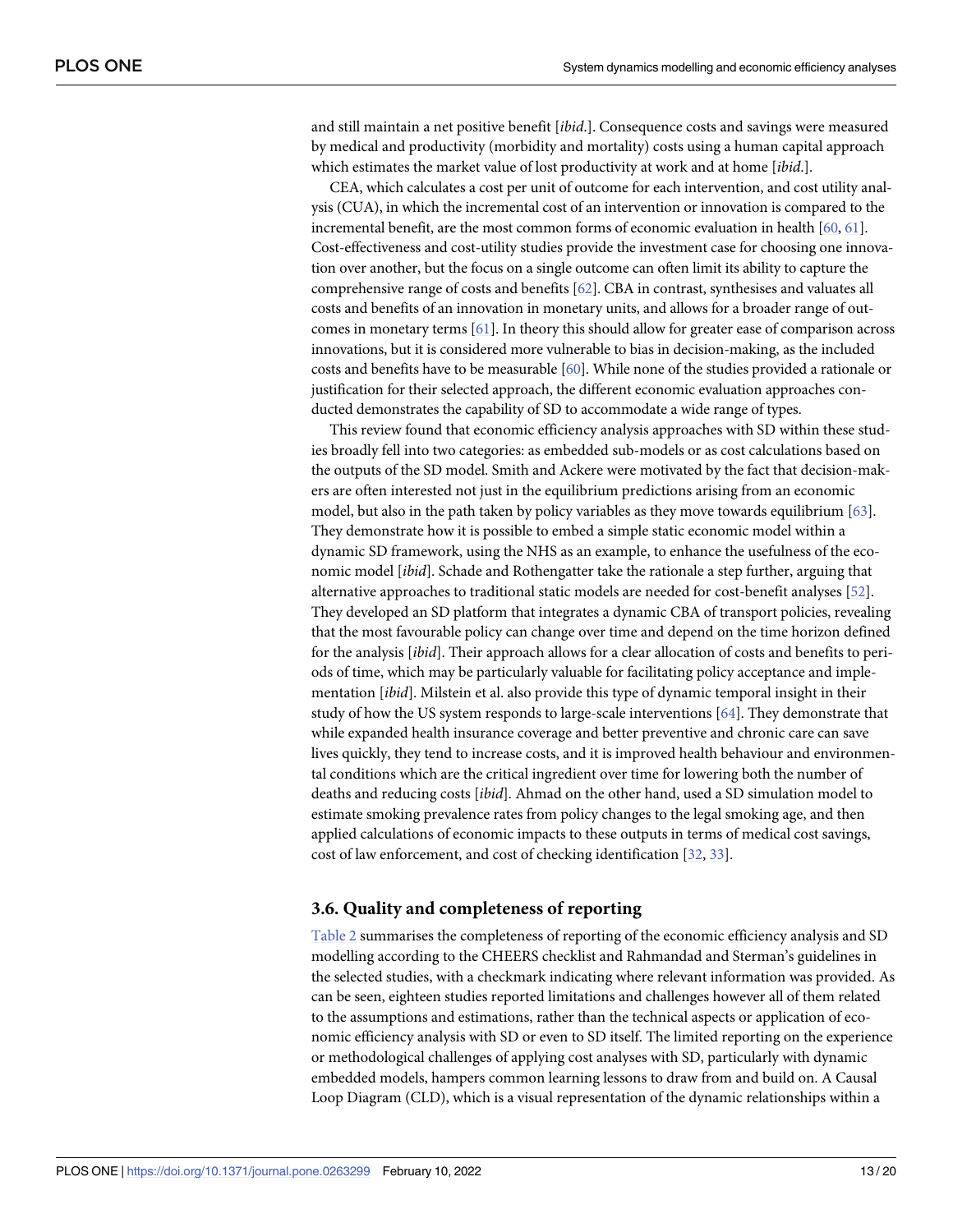and still maintain a net positive benefit [*ibid.*]. Consequence costs and savings were measured by medical and productivity (morbidity and mortality) costs using a human capital approach which estimates the market value of lost productivity at work and at home [*ibid.*].

CEA, which calculates a cost per unit of outcome for each intervention, and cost utility analysis (CUA), in which the incremental cost of an intervention or innovation is compared to the incremental benefit, are the most common forms of economic evaluation in health [60, 61]. Cost-effectiveness and cost-utility studies provide the investment case for choosing one innovation over another, but the focus on a single outcome can often limit its ability to capture the comprehensive range of costs and benefits [62]. CBA in contrast, synthesises and valuates all costs and benefits of an innovation in monetary units, and allows for a broader range of outcomes in monetary terms [61]. In theory this should allow for greater ease of comparison across innovations, but it is considered more vulnerable to bias in decision-making, as the included costs and benefits have to be measurable [60]. While none of the studies provided a rationale or justification for their selected approach, the different economic evaluation approaches conducted demonstrates the capability of SD to accommodate a wide range of types.

This review found that economic efficiency analysis approaches with SD within these studies broadly fell into two categories: as embedded sub-models or as cost calculations based on the outputs of the SD model. Smith and Ackere were motivated by the fact that decision-makers are often interested not just in the equilibrium predictions arising from an economic model, but also in the path taken by policy variables as they move towards equilibrium [63]. They demonstrate how it is possible to embed a simple static economic model within a dynamic SD framework, using the NHS as an example, to enhance the usefulness of the economic model [*ibid*]. Schade and Rothengatter take the rationale a step further, arguing that alternative approaches to traditional static models are needed for cost-benefit analyses [52]. They developed an SD platform that integrates a dynamic CBA of transport policies, revealing that the most favourable policy can change over time and depend on the time horizon defined for the analysis [*ibid*]. Their approach allows for a clear allocation of costs and benefits to periods of time, which may be particularly valuable for facilitating policy acceptance and implementation [*ibid*]. Milstein et al. also provide this type of dynamic temporal insight in their study of how the US system responds to large-scale interventions [64]. They demonstrate that while expanded health insurance coverage and better preventive and chronic care can save lives quickly, they tend to increase costs, and it is improved health behaviour and environmental conditions which are the critical ingredient over time for lowering both the number of deaths and reducing costs [*ibid*]. Ahmad on the other hand, used a SD simulation model to estimate smoking prevalence rates from policy changes to the legal smoking age, and then applied calculations of economic impacts to these outputs in terms of medical cost savings, cost of law enforcement, and cost of checking identification [32, 33].

### 3.6. Quality and completeness of reporting

Table 2 summarises the completeness of reporting of the economic efficiency analysis and SD modelling according to the CHEERS checklist and Rahmandad and Sterman's guidelines in the selected studies, with a checkmark indicating where relevant information was provided. As can be seen, eighteen studies reported limitations and challenges however all of them related to the assumptions and estimations, rather than the technical aspects or application of economic efficiency analysis with SD or even to SD itself. The limited reporting on the experience or methodological challenges of applying cost analyses with SD, particularly with dynamic embedded models, hampers common learning lessons to draw from and build on. A Causal Loop Diagram (CLD), which is a visual representation of the dynamic relationships within a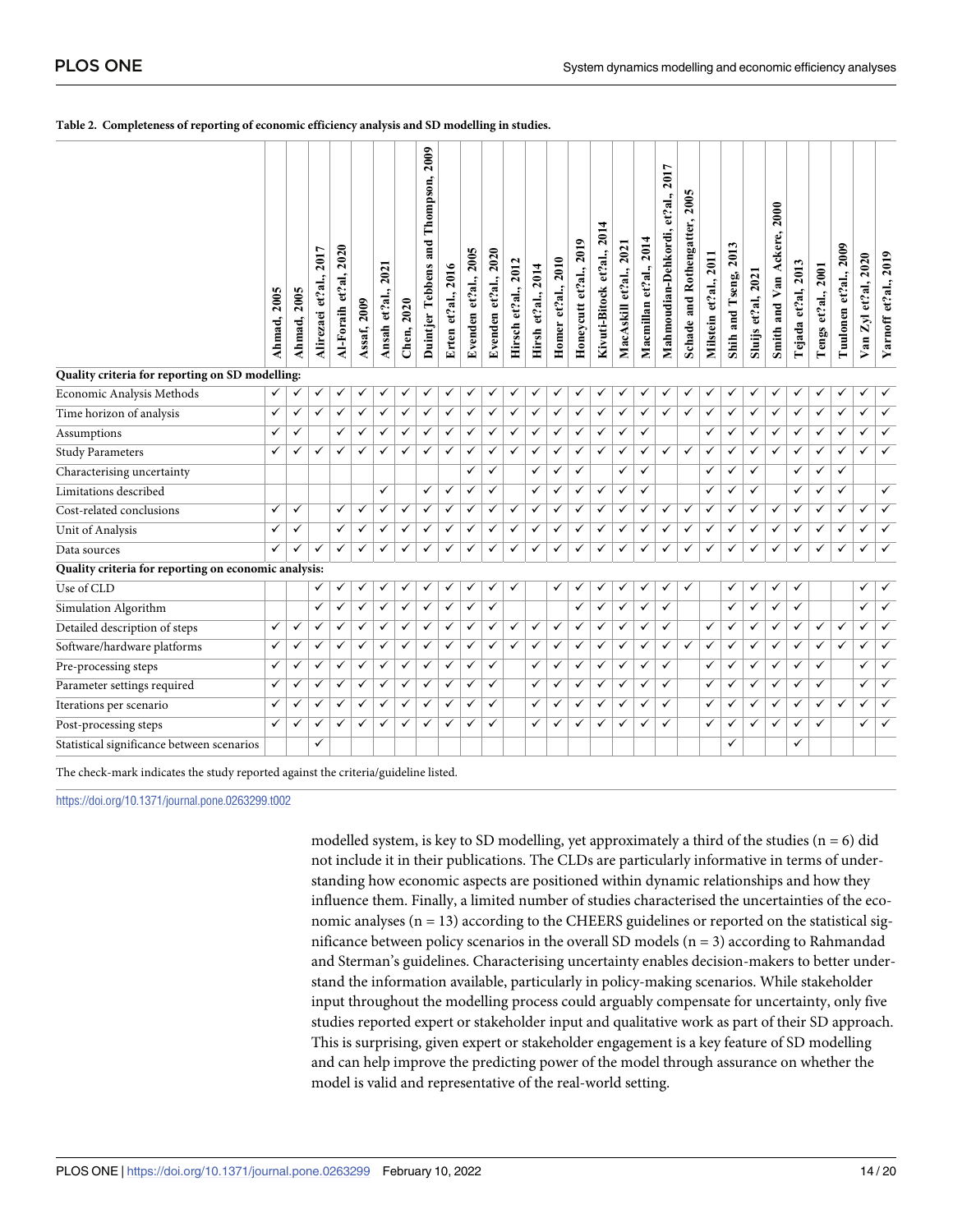**Table 2. Completeness of reporting of economic efficiency analysis and SD modelling in studies.**

| | Ahmad, 2005 | Ahmad, 2005 | Alirezaei et?al., 2017 | Al-Foraih et?al, 2020 | Assaf, 2009 | Ansah et?al., 2021 | Chen, 2020 | Duintjer Tebbens and Thompson, 2009 | Erten et?al., 2016 | Evenden et?al., 2005 | Evenden et?al., 2020 | Hirsch et?al., 2012 | Hirsh et?al., 2014 | Homer et?al., 2010 | Honeycutt et?al., 2019 | Kivuti-Bitock et?al., 2014 | MacAskill et?al., 2021 | Macmillan et?al., 2014 | Mahmoudian-Dehkordi, et?al., 2017 | Schade and Rothengatter, 2005 | Milstein et?al., 2011 | Shih and Tseng, 2013 | Sluijs et?al, 2021 | Smith and Van Ackere, 2000 | Tejada et?al., 2013 | Tengs et?al., 2001 | Tuulonen et?al., 2009 | Van Zyl et?al, 2020 | Yarnoff et?al., 2019 |
|---|---|---|---|---|---|---|---|---|---|---|---|---|---|---|---|---|---|---|---|---|---|---|---|---|---|---|---|---|---|
| **Quality criteria for reporting on SD modelling:** | | | | | | | | | | | | | | | | | | | | | | | | | | | | | |
| Economic Analysis Methods | ✓ | ✓ | ✓ | ✓ | ✓ | ✓ | ✓ | ✓ | ✓ | ✓ | ✓ | ✓ | ✓ | ✓ | ✓ | ✓ | ✓ | ✓ | ✓ | ✓ | ✓ | ✓ | ✓ | ✓ | ✓ | ✓ | ✓ | ✓ | ✓ |
| Time horizon of analysis | ✓ | ✓ | ✓ | ✓ | ✓ | ✓ | ✓ | ✓ | ✓ | ✓ | ✓ | ✓ | ✓ | ✓ | ✓ | ✓ | ✓ | ✓ | ✓ | ✓ | ✓ | ✓ | ✓ | ✓ | ✓ | ✓ | ✓ | ✓ | ✓ |
| Assumptions | ✓ | ✓ | | ✓ | ✓ | ✓ | ✓ | ✓ | ✓ | ✓ | ✓ | ✓ | ✓ | ✓ | ✓ | ✓ | ✓ | ✓ | | | ✓ | ✓ | ✓ | ✓ | ✓ | ✓ | ✓ | ✓ | ✓ |
| Study Parameters | ✓ | ✓ | ✓ | ✓ | ✓ | ✓ | ✓ | ✓ | ✓ | ✓ | ✓ | ✓ | ✓ | ✓ | ✓ | ✓ | ✓ | ✓ | ✓ | ✓ | ✓ | ✓ | ✓ | ✓ | ✓ | ✓ | ✓ | ✓ | ✓ |
| Characterising uncertainty | | | | | | | | | | ✓ | ✓ | | ✓ | ✓ | ✓ | | ✓ | ✓ | | | ✓ | ✓ | ✓ | | ✓ | ✓ | ✓ | | |
| Limitations described | | | | | | ✓ | | ✓ | ✓ | ✓ | ✓ | | ✓ | ✓ | ✓ | ✓ | ✓ | ✓ | | | ✓ | ✓ | ✓ | | ✓ | ✓ | ✓ | | ✓ |
| Cost-related conclusions | ✓ | ✓ | | ✓ | ✓ | ✓ | ✓ | ✓ | ✓ | ✓ | ✓ | ✓ | ✓ | ✓ | ✓ | ✓ | ✓ | ✓ | ✓ | ✓ | ✓ | ✓ | ✓ | ✓ | ✓ | ✓ | ✓ | ✓ | ✓ |
| Unit of Analysis | ✓ | ✓ | | ✓ | ✓ | ✓ | ✓ | ✓ | ✓ | ✓ | ✓ | ✓ | ✓ | ✓ | ✓ | ✓ | ✓ | ✓ | ✓ | ✓ | ✓ | ✓ | ✓ | ✓ | ✓ | ✓ | ✓ | ✓ | ✓ |
| Data sources | ✓ | ✓ | ✓ | ✓ | ✓ | ✓ | ✓ | ✓ | ✓ | ✓ | ✓ | ✓ | ✓ | ✓ | ✓ | ✓ | ✓ | ✓ | ✓ | ✓ | ✓ | ✓ | ✓ | ✓ | ✓ | ✓ | ✓ | ✓ | ✓ |
| **Quality criteria for reporting on economic analysis:** | | | | | | | | | | | | | | | | | | | | | | | | | | | | | |
| Use of CLD | | | ✓ | ✓ | ✓ | ✓ | ✓ | ✓ | ✓ | ✓ | ✓ | ✓ | | ✓ | ✓ | ✓ | ✓ | ✓ | ✓ | ✓ | | ✓ | ✓ | ✓ | ✓ | | | ✓ | ✓ |
| Simulation Algorithm | | | ✓ | ✓ | ✓ | ✓ | ✓ | ✓ | ✓ | ✓ | ✓ | | | | ✓ | ✓ | ✓ | ✓ | ✓ | | | ✓ | ✓ | ✓ | ✓ | | | ✓ | ✓ |
| Detailed description of steps | ✓ | ✓ | ✓ | ✓ | ✓ | ✓ | ✓ | ✓ | ✓ | ✓ | ✓ | ✓ | ✓ | ✓ | ✓ | ✓ | ✓ | ✓ | ✓ | | ✓ | ✓ | ✓ | ✓ | ✓ | ✓ | ✓ | ✓ | ✓ |
| Software/hardware platforms | ✓ | ✓ | ✓ | ✓ | ✓ | ✓ | ✓ | ✓ | ✓ | ✓ | ✓ | ✓ | ✓ | ✓ | ✓ | ✓ | ✓ | ✓ | ✓ | ✓ | ✓ | ✓ | ✓ | ✓ | ✓ | ✓ | ✓ | ✓ | ✓ |
| Pre-processing steps | ✓ | ✓ | ✓ | ✓ | ✓ | ✓ | ✓ | ✓ | ✓ | ✓ | ✓ | | ✓ | ✓ | ✓ | ✓ | ✓ | ✓ | ✓ | | ✓ | ✓ | ✓ | ✓ | ✓ | ✓ | | ✓ | ✓ |
| Parameter settings required | ✓ | ✓ | ✓ | ✓ | ✓ | ✓ | ✓ | ✓ | ✓ | ✓ | ✓ | | ✓ | ✓ | ✓ | ✓ | ✓ | ✓ | ✓ | | ✓ | ✓ | ✓ | ✓ | ✓ | ✓ | | ✓ | ✓ |
| Iterations per scenario | ✓ | ✓ | ✓ | ✓ | ✓ | ✓ | ✓ | ✓ | ✓ | ✓ | ✓ | | ✓ | ✓ | ✓ | ✓ | ✓ | ✓ | ✓ | | ✓ | ✓ | ✓ | ✓ | ✓ | ✓ | ✓ | ✓ | ✓ |
| Post-processing steps | ✓ | ✓ | ✓ | ✓ | ✓ | ✓ | ✓ | ✓ | ✓ | ✓ | ✓ | | ✓ | ✓ | ✓ | ✓ | ✓ | ✓ | ✓ | | ✓ | ✓ | ✓ | ✓ | ✓ | ✓ | | ✓ | ✓ |
| Statistical significance between scenarios | | | ✓ | | | | | | | | | | | | | | | | | | | ✓ | | | ✓ | | | | |

The check-mark indicates the study reported against the criteria/guideline listed.

https://doi.org/10.1371/journal.pone.0263299.t002

modelled system, is key to SD modelling, yet approximately a third of the studies (n = 6) did not include it in their publications. The CLDs are particularly informative in terms of understanding how economic aspects are positioned within dynamic relationships and how they influence them. Finally, a limited number of studies characterised the uncertainties of the economic analyses (n = 13) according to the CHEERS guidelines or reported on the statistical significance between policy scenarios in the overall SD models (n = 3) according to Rahmandad and Sterman's guidelines. Characterising uncertainty enables decision-makers to better understand the information available, particularly in policy-making scenarios. While stakeholder input throughout the modelling process could arguably compensate for uncertainty, only five studies reported expert or stakeholder input and qualitative work as part of their SD approach. This is surprising, given expert or stakeholder engagement is a key feature of SD modelling and can help improve the predicting power of the model through assurance on whether the model is valid and representative of the real-world setting.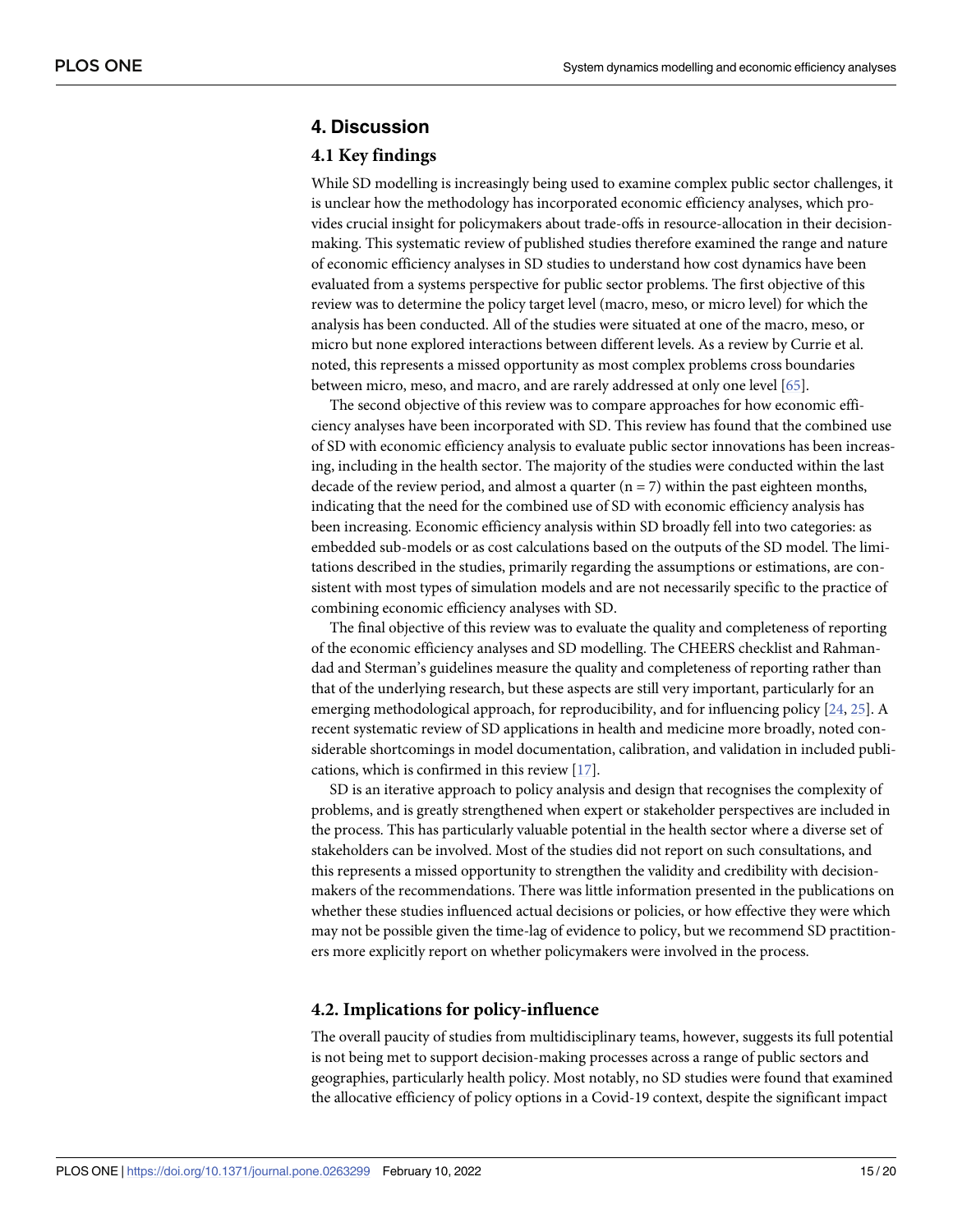## 4. Discussion

### 4.1 Key findings

While SD modelling is increasingly being used to examine complex public sector challenges, it is unclear how the methodology has incorporated economic efficiency analyses, which provides crucial insight for policymakers about trade-offs in resource-allocation in their decision-making. This systematic review of published studies therefore examined the range and nature of economic efficiency analyses in SD studies to understand how cost dynamics have been evaluated from a systems perspective for public sector problems. The first objective of this review was to determine the policy target level (macro, meso, or micro level) for which the analysis has been conducted. All of the studies were situated at one of the macro, meso, or micro but none explored interactions between different levels. As a review by Currie et al. noted, this represents a missed opportunity as most complex problems cross boundaries between micro, meso, and macro, and are rarely addressed at only one level [65].

The second objective of this review was to compare approaches for how economic efficiency analyses have been incorporated with SD. This review has found that the combined use of SD with economic efficiency analysis to evaluate public sector innovations has been increasing, including in the health sector. The majority of the studies were conducted within the last decade of the review period, and almost a quarter (n = 7) within the past eighteen months, indicating that the need for the combined use of SD with economic efficiency analysis has been increasing. Economic efficiency analysis within SD broadly fell into two categories: as embedded sub-models or as cost calculations based on the outputs of the SD model. The limitations described in the studies, primarily regarding the assumptions or estimations, are consistent with most types of simulation models and are not necessarily specific to the practice of combining economic efficiency analyses with SD.

The final objective of this review was to evaluate the quality and completeness of reporting of the economic efficiency analyses and SD modelling. The CHEERS checklist and Rahmandad and Sterman's guidelines measure the quality and completeness of reporting rather than that of the underlying research, but these aspects are still very important, particularly for an emerging methodological approach, for reproducibility, and for influencing policy [24, 25]. A recent systematic review of SD applications in health and medicine more broadly, noted considerable shortcomings in model documentation, calibration, and validation in included publications, which is confirmed in this review [17].

SD is an iterative approach to policy analysis and design that recognises the complexity of problems, and is greatly strengthened when expert or stakeholder perspectives are included in the process. This has particularly valuable potential in the health sector where a diverse set of stakeholders can be involved. Most of the studies did not report on such consultations, and this represents a missed opportunity to strengthen the validity and credibility with decision-makers of the recommendations. There was little information presented in the publications on whether these studies influenced actual decisions or policies, or how effective they were which may not be possible given the time-lag of evidence to policy, but we recommend SD practitioners more explicitly report on whether policymakers were involved in the process.

### 4.2. Implications for policy-influence

The overall paucity of studies from multidisciplinary teams, however, suggests its full potential is not being met to support decision-making processes across a range of public sectors and geographies, particularly health policy. Most notably, no SD studies were found that examined the allocative efficiency of policy options in a Covid-19 context, despite the significant impact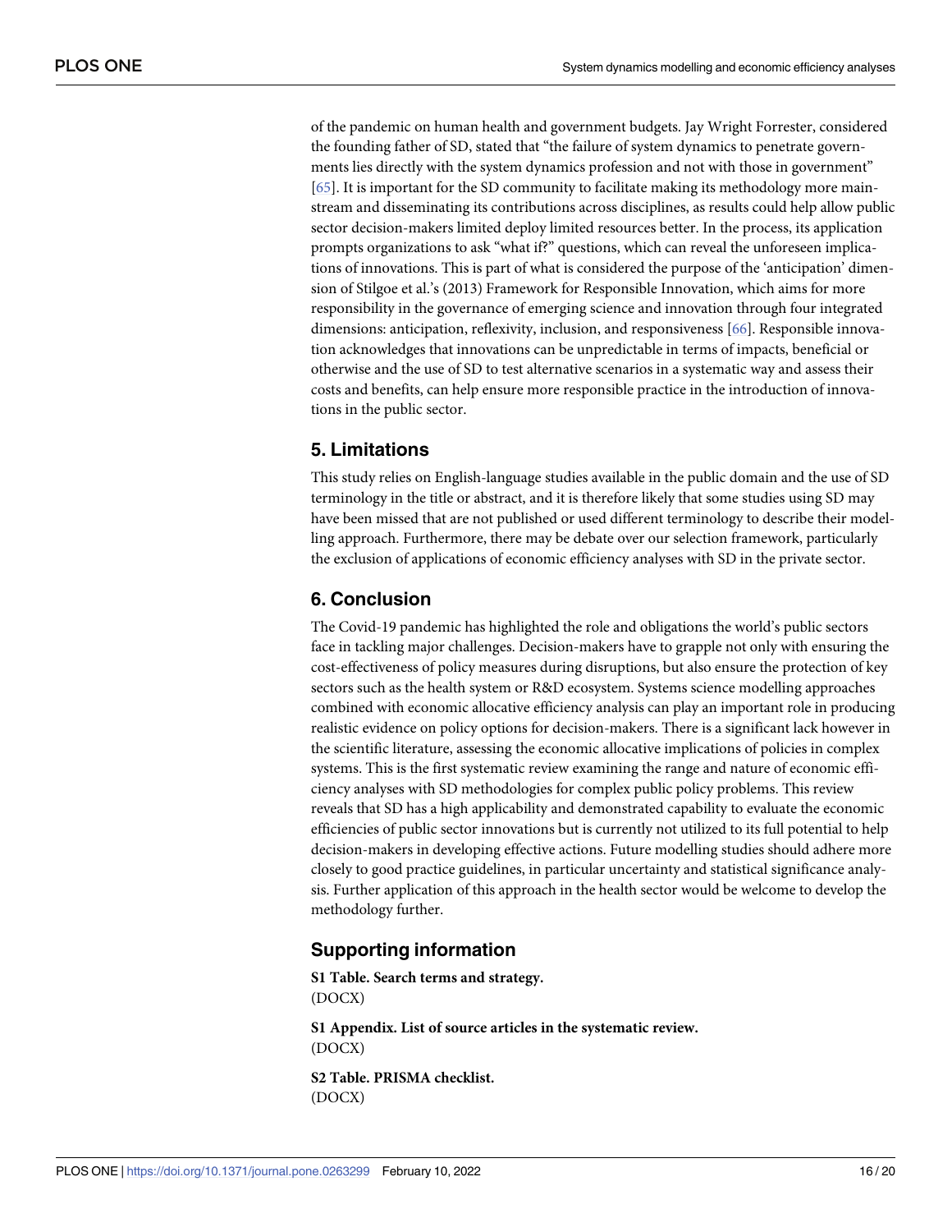of the pandemic on human health and government budgets. Jay Wright Forrester, considered the founding father of SD, stated that "the failure of system dynamics to penetrate governments lies directly with the system dynamics profession and not with those in government" [65]. It is important for the SD community to facilitate making its methodology more mainstream and disseminating its contributions across disciplines, as results could help allow public sector decision-makers limited deploy limited resources better. In the process, its application prompts organizations to ask "what if?" questions, which can reveal the unforeseen implications of innovations. This is part of what is considered the purpose of the 'anticipation' dimension of Stilgoe et al.'s (2013) Framework for Responsible Innovation, which aims for more responsibility in the governance of emerging science and innovation through four integrated dimensions: anticipation, reflexivity, inclusion, and responsiveness [66]. Responsible innovation acknowledges that innovations can be unpredictable in terms of impacts, beneficial or otherwise and the use of SD to test alternative scenarios in a systematic way and assess their costs and benefits, can help ensure more responsible practice in the introduction of innovations in the public sector.

## 5. Limitations

This study relies on English-language studies available in the public domain and the use of SD terminology in the title or abstract, and it is therefore likely that some studies using SD may have been missed that are not published or used different terminology to describe their modelling approach. Furthermore, there may be debate over our selection framework, particularly the exclusion of applications of economic efficiency analyses with SD in the private sector.

## 6. Conclusion

The Covid-19 pandemic has highlighted the role and obligations the world's public sectors face in tackling major challenges. Decision-makers have to grapple not only with ensuring the cost-effectiveness of policy measures during disruptions, but also ensure the protection of key sectors such as the health system or R&D ecosystem. Systems science modelling approaches combined with economic allocative efficiency analysis can play an important role in producing realistic evidence on policy options for decision-makers. There is a significant lack however in the scientific literature, assessing the economic allocative implications of policies in complex systems. This is the first systematic review examining the range and nature of economic efficiency analyses with SD methodologies for complex public policy problems. This review reveals that SD has a high applicability and demonstrated capability to evaluate the economic efficiencies of public sector innovations but is currently not utilized to its full potential to help decision-makers in developing effective actions. Future modelling studies should adhere more closely to good practice guidelines, in particular uncertainty and statistical significance analysis. Further application of this approach in the health sector would be welcome to develop the methodology further.

## Supporting information

**S1 Table. Search terms and strategy.**
(DOCX)

**S1 Appendix. List of source articles in the systematic review.**
(DOCX)

**S2 Table. PRISMA checklist.**
(DOCX)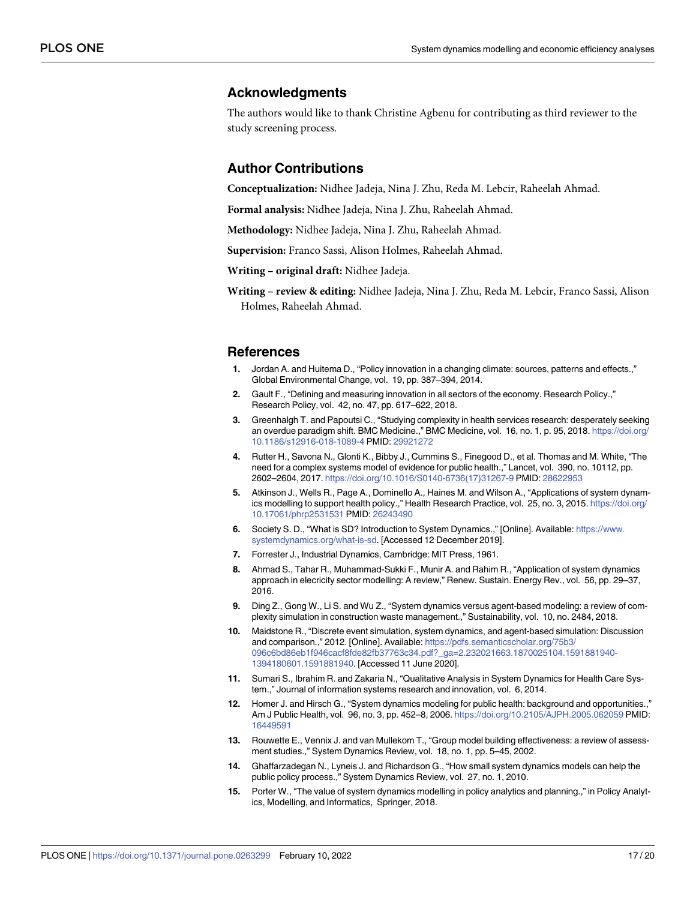## Acknowledgments

The authors would like to thank Christine Agbenu for contributing as third reviewer to the study screening process.

## Author Contributions

**Conceptualization:** Nidhee Jadeja, Nina J. Zhu, Reda M. Lebcir, Raheelah Ahmad.

**Formal analysis:** Nidhee Jadeja, Nina J. Zhu, Raheelah Ahmad.

**Methodology:** Nidhee Jadeja, Nina J. Zhu, Raheelah Ahmad.

**Supervision:** Franco Sassi, Alison Holmes, Raheelah Ahmad.

**Writing – original draft:** Nidhee Jadeja.

**Writing – review & editing:** Nidhee Jadeja, Nina J. Zhu, Reda M. Lebcir, Franco Sassi, Alison Holmes, Raheelah Ahmad.

## References

1. Jordan A. and Huitema D., "Policy innovation in a changing climate: sources, patterns and effects.," Global Environmental Change, vol. 19, pp. 387–394, 2014.
2. Gault F., "Defining and measuring innovation in all sectors of the economy. Research Policy.," Research Policy, vol. 42, no. 47, pp. 617–622, 2018.
3. Greenhalgh T. and Papoutsi C., "Studying complexity in health services research: desperately seeking an overdue paradigm shift. BMC Medicine.," BMC Medicine, vol. 16, no. 1, p. 95, 2018. https://doi.org/10.1186/s12916-018-1089-4 PMID: 29921272
4. Rutter H., Savona N., Glonti K., Bibby J., Cummins S., Finegood D., et al. Thomas and M. White, "The need for a complex systems model of evidence for public health.," Lancet, vol. 390, no. 10112, pp. 2602–2604, 2017. https://doi.org/10.1016/S0140-6736(17)31267-9 PMID: 28622953
5. Atkinson J., Wells R., Page A., Dominello A., Haines M. and Wilson A., "Applications of system dynamics modelling to support health policy.," Health Research Practice, vol. 25, no. 3, 2015. https://doi.org/10.17061/phrp2531531 PMID: 26243490
6. Society S. D., "What is SD? Introduction to System Dynamics.," [Online]. Available: https://www.systemdynamics.org/what-is-sd. [Accessed 12 December 2019].
7. Forrester J., Industrial Dynamics, Cambridge: MIT Press, 1961.
8. Ahmad S., Tahar R., Muhammad-Sukki F., Munir A. and Rahim R., "Application of system dynamics approach in elecricity sector modelling: A review," Renew. Sustain. Energy Rev., vol. 56, pp. 29–37, 2016.
9. Ding Z., Gong W., Li S. and Wu Z., "System dynamics versus agent-based modeling: a review of complexity simulation in construction waste management.," Sustainability, vol. 10, no. 2484, 2018.
10. Maidstone R., "Discrete event simulation, system dynamics, and agent-based simulation: Discussion and comparison.," 2012. [Online]. Available: https://pdfs.semanticscholar.org/75b3/096c6bd86eb1f946cacf8fde82fb37763c34.pdf?_ga=2.232021663.1870025104.1591881940-1394180601.1591881940. [Accessed 11 June 2020].
11. Sumari S., Ibrahim R. and Zakaria N., "Qualitative Analysis in System Dynamics for Health Care System.," Journal of information systems research and innovation, vol. 6, 2014.
12. Homer J. and Hirsch G., "System dynamics modeling for public health: background and opportunities.," Am J Public Health, vol. 96, no. 3, pp. 452–8, 2006. https://doi.org/10.2105/AJPH.2005.062059 PMID: 16449591
13. Rouwette E., Vennix J. and van Mullekom T., "Group model building effectiveness: a review of assessment studies.," System Dynamics Review, vol. 18, no. 1, pp. 5–45, 2002.
14. Ghaffarzadegan N., Lyneis J. and Richardson G., "How small system dynamics models can help the public policy process.," System Dynamics Review, vol. 27, no. 1, 2010.
15. Porter W., "The value of system dynamics modelling in policy analytics and planning.," in Policy Analytics, Modelling, and Informatics, Springer, 2018.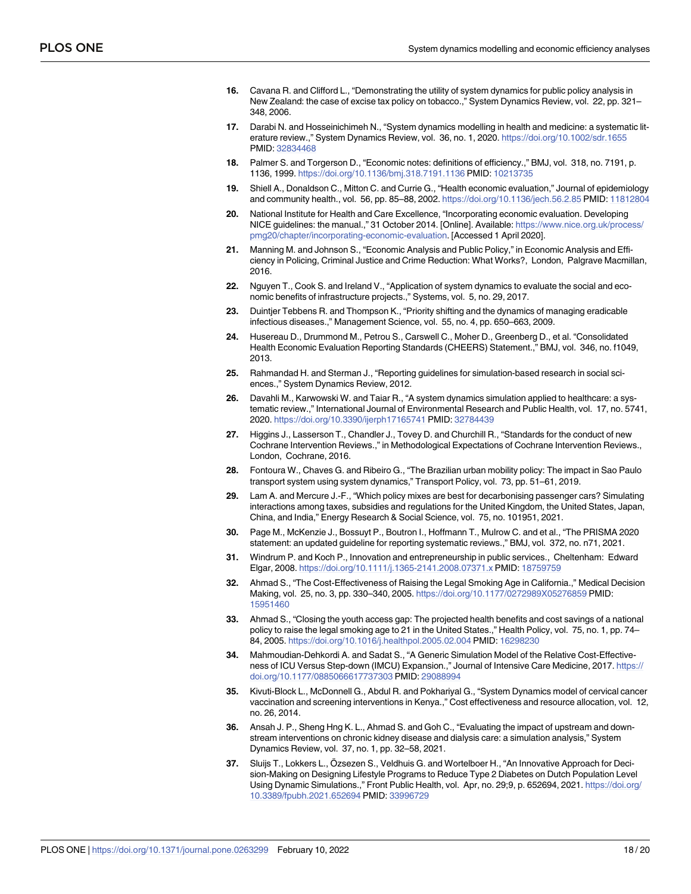16. Cavana R. and Clifford L., "Demonstrating the utility of system dynamics for public policy analysis in New Zealand: the case of excise tax policy on tobacco.," System Dynamics Review, vol. 22, pp. 321–348, 2006.

17. Darabi N. and Hosseinichimeh N., "System dynamics modelling in health and medicine: a systematic literature review.," System Dynamics Review, vol. 36, no. 1, 2020. https://doi.org/10.1002/sdr.1655 PMID: 32834468

18. Palmer S. and Torgerson D., "Economic notes: definitions of efficiency.," BMJ, vol. 318, no. 7191, p. 1136, 1999. https://doi.org/10.1136/bmj.318.7191.1136 PMID: 10213735

19. Shiell A., Donaldson C., Mitton C. and Currie G., "Health economic evaluation," Journal of epidemiology and community health., vol. 56, pp. 85–88, 2002. https://doi.org/10.1136/jech.56.2.85 PMID: 11812804

20. National Institute for Health and Care Excellence, "Incorporating economic evaluation. Developing NICE guidelines: the manual.," 31 October 2014. [Online]. Available: https://www.nice.org.uk/process/pmg20/chapter/incorporating-economic-evaluation. [Accessed 1 April 2020].

21. Manning M. and Johnson S., "Economic Analysis and Public Policy," in Economic Analysis and Efficiency in Policing, Criminal Justice and Crime Reduction: What Works?, London, Palgrave Macmillan, 2016.

22. Nguyen T., Cook S. and Ireland V., "Application of system dynamics to evaluate the social and economic benefits of infrastructure projects.," Systems, vol. 5, no. 29, 2017.

23. Duintjer Tebbens R. and Thompson K., "Priority shifting and the dynamics of managing eradicable infectious diseases.," Management Science, vol. 55, no. 4, pp. 650–663, 2009.

24. Husereau D., Drummond M., Petrou S., Carswell C., Moher D., Greenberg D., et al. "Consolidated Health Economic Evaluation Reporting Standards (CHEERS) Statement.," BMJ, vol. 346, no. f1049, 2013.

25. Rahmandad H. and Sterman J., "Reporting guidelines for simulation-based research in social sciences.," System Dynamics Review, 2012.

26. Davahli M., Karwowski W. and Taiar R., "A system dynamics simulation applied to healthcare: a systematic review.," International Journal of Environmental Research and Public Health, vol. 17, no. 5741, 2020. https://doi.org/10.3390/ijerph17165741 PMID: 32784439

27. Higgins J., Lasserson T., Chandler J., Tovey D. and Churchill R., "Standards for the conduct of new Cochrane Intervention Reviews.," in Methodological Expectations of Cochrane Intervention Reviews., London, Cochrane, 2016.

28. Fontoura W., Chaves G. and Ribeiro G., "The Brazilian urban mobility policy: The impact in Sao Paulo transport system using system dynamics," Transport Policy, vol. 73, pp. 51–61, 2019.

29. Lam A. and Mercure J.-F., "Which policy mixes are best for decarbonising passenger cars? Simulating interactions among taxes, subsidies and regulations for the United Kingdom, the United States, Japan, China, and India," Energy Research & Social Science, vol. 75, no. 101951, 2021.

30. Page M., McKenzie J., Bossuyt P., Boutron I., Hoffmann T., Mulrow C. and et al., "The PRISMA 2020 statement: an updated guideline for reporting systematic reviews.," BMJ, vol. 372, no. n71, 2021.

31. Windrum P. and Koch P., Innovation and entrepreneurship in public services., Cheltenham: Edward Elgar, 2008. https://doi.org/10.1111/j.1365-2141.2008.07371.x PMID: 18759759

32. Ahmad S., "The Cost-Effectiveness of Raising the Legal Smoking Age in California.," Medical Decision Making, vol. 25, no. 3, pp. 330–340, 2005. https://doi.org/10.1177/0272989X05276859 PMID: 15951460

33. Ahmad S., "Closing the youth access gap: The projected health benefits and cost savings of a national policy to raise the legal smoking age to 21 in the United States.," Health Policy, vol. 75, no. 1, pp. 74–84, 2005. https://doi.org/10.1016/j.healthpol.2005.02.004 PMID: 16298230

34. Mahmoudian-Dehkordi A. and Sadat S., "A Generic Simulation Model of the Relative Cost-Effectiveness of ICU Versus Step-down (IMCU) Expansion.," Journal of Intensive Care Medicine, 2017. https://doi.org/10.1177/0885066617737303 PMID: 29088994

35. Kivuti-Block L., McDonnell G., Abdul R. and Pokhariyal G., "System Dynamics model of cervical cancer vaccination and screening interventions in Kenya.," Cost effectiveness and resource allocation, vol. 12, no. 26, 2014.

36. Ansah J. P., Sheng Hng K. L., Ahmad S. and Goh C., "Evaluating the impact of upstream and downstream interventions on chronic kidney disease and dialysis care: a simulation analysis," System Dynamics Review, vol. 37, no. 1, pp. 32–58, 2021.

37. Sluijs T., Lokkers L., Özsezen S., Veldhuis G. and Wortelboer H., "An Innovative Approach for Decision-Making on Designing Lifestyle Programs to Reduce Type 2 Diabetes on Dutch Population Level Using Dynamic Simulations.," Front Public Health, vol. Apr, no. 29;9, p. 652694, 2021. https://doi.org/10.3389/fpubh.2021.652694 PMID: 33996729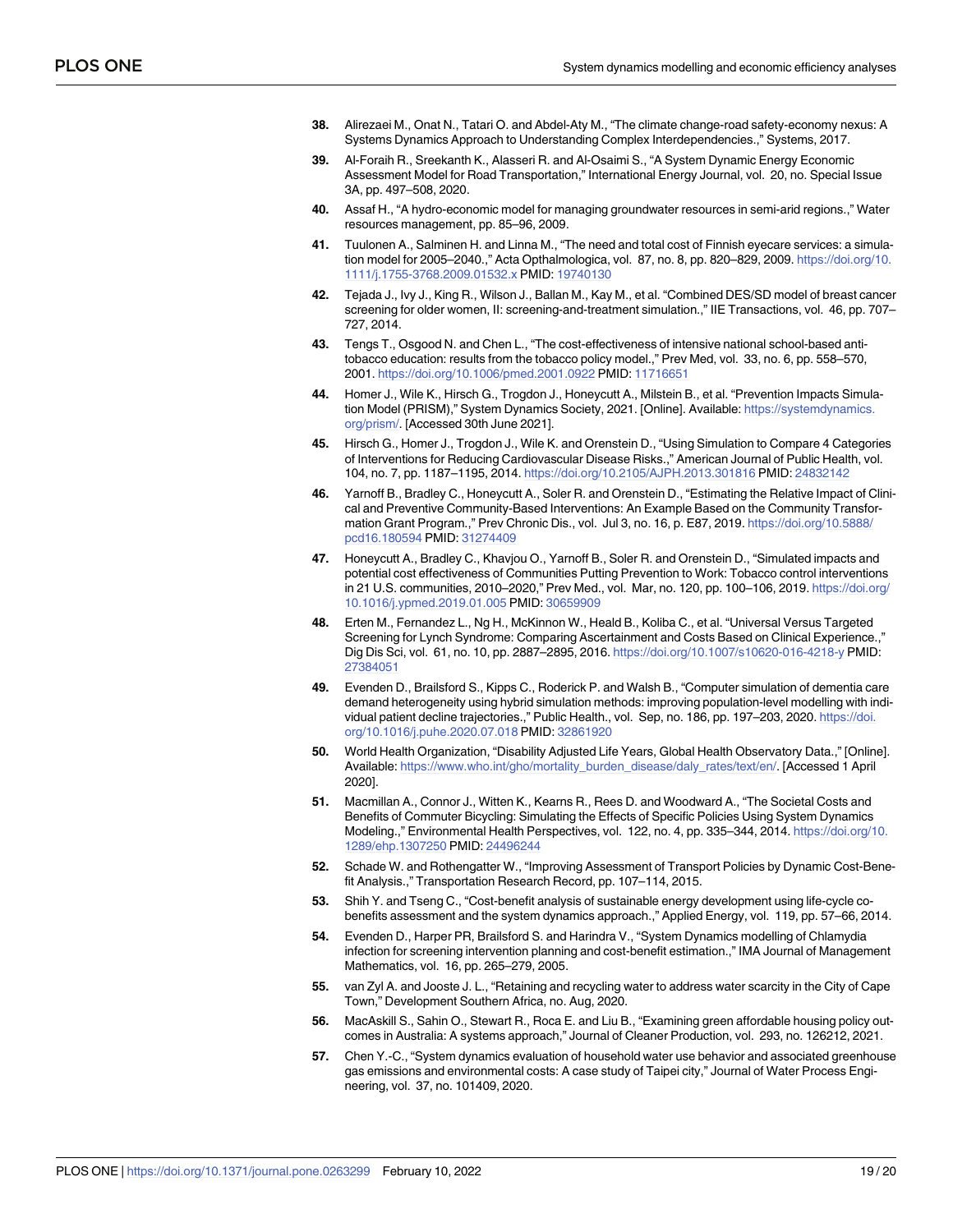38. Alirezaei M., Onat N., Tatari O. and Abdel-Aty M., "The climate change-road safety-economy nexus: A Systems Dynamics Approach to Understanding Complex Interdependencies.," Systems, 2017.

39. Al-Foraih R., Sreekanth K., Alasseri R. and Al-Osaimi S., "A System Dynamic Energy Economic Assessment Model for Road Transportation," International Energy Journal, vol. 20, no. Special Issue 3A, pp. 497–508, 2020.

40. Assaf H., "A hydro-economic model for managing groundwater resources in semi-arid regions.," Water resources management, pp. 85–96, 2009.

41. Tuulonen A., Salminen H. and Linna M., "The need and total cost of Finnish eyecare services: a simulation model for 2005–2040.," Acta Opthalmologica, vol. 87, no. 8, pp. 820–829, 2009. https://doi.org/10.1111/j.1755-3768.2009.01532.x PMID: 19740130

42. Tejada J., Ivy J., King R., Wilson J., Ballan M., Kay M., et al. "Combined DES/SD model of breast cancer screening for older women, II: screening-and-treatment simulation.," IIE Transactions, vol. 46, pp. 707–727, 2014.

43. Tengs T., Osgood N. and Chen L., "The cost-effectiveness of intensive national school-based anti-tobacco education: results from the tobacco policy model.," Prev Med, vol. 33, no. 6, pp. 558–570, 2001. https://doi.org/10.1006/pmed.2001.0922 PMID: 11716651

44. Homer J., Wile K., Hirsch G., Trogdon J., Honeycutt A., Milstein B., et al. "Prevention Impacts Simulation Model (PRISM)," System Dynamics Society, 2021. [Online]. Available: https://systemdynamics.org/prism/. [Accessed 30th June 2021].

45. Hirsch G., Homer J., Trogdon J., Wile K. and Orenstein D., "Using Simulation to Compare 4 Categories of Interventions for Reducing Cardiovascular Disease Risks.," American Journal of Public Health, vol. 104, no. 7, pp. 1187–1195, 2014. https://doi.org/10.2105/AJPH.2013.301816 PMID: 24832142

46. Yarnoff B., Bradley C., Honeycutt A., Soler R. and Orenstein D., "Estimating the Relative Impact of Clinical and Preventive Community-Based Interventions: An Example Based on the Community Transformation Grant Program.," Prev Chronic Dis., vol. Jul 3, no. 16, p. E87, 2019. https://doi.org/10.5888/pcd16.180594 PMID: 31274409

47. Honeycutt A., Bradley C., Khavjou O., Yarnoff B., Soler R. and Orenstein D., "Simulated impacts and potential cost effectiveness of Communities Putting Prevention to Work: Tobacco control interventions in 21 U.S. communities, 2010–2020," Prev Med., vol. Mar, no. 120, pp. 100–106, 2019. https://doi.org/10.1016/j.ypmed.2019.01.005 PMID: 30659909

48. Erten M., Fernandez L., Ng H., McKinnon W., Heald B., Koliba C., et al. "Universal Versus Targeted Screening for Lynch Syndrome: Comparing Ascertainment and Costs Based on Clinical Experience.," Dig Dis Sci, vol. 61, no. 10, pp. 2887–2895, 2016. https://doi.org/10.1007/s10620-016-4218-y PMID: 27384051

49. Evenden D., Brailsford S., Kipps C., Roderick P. and Walsh B., "Computer simulation of dementia care demand heterogeneity using hybrid simulation methods: improving population-level modelling with individual patient decline trajectories.," Public Health., vol. Sep, no. 186, pp. 197–203, 2020. https://doi.org/10.1016/j.puhe.2020.07.018 PMID: 32861920

50. World Health Organization, "Disability Adjusted Life Years, Global Health Observatory Data.," [Online]. Available: https://www.who.int/gho/mortality_burden_disease/daly_rates/text/en/. [Accessed 1 April 2020].

51. Macmillan A., Connor J., Witten K., Kearns R., Rees D. and Woodward A., "The Societal Costs and Benefits of Commuter Bicycling: Simulating the Effects of Specific Policies Using System Dynamics Modeling.," Environmental Health Perspectives, vol. 122, no. 4, pp. 335–344, 2014. https://doi.org/10.1289/ehp.1307250 PMID: 24496244

52. Schade W. and Rothengatter W., "Improving Assessment of Transport Policies by Dynamic Cost-Benefit Analysis.," Transportation Research Record, pp. 107–114, 2015.

53. Shih Y. and Tseng C., "Cost-benefit analysis of sustainable energy development using life-cycle co-benefits assessment and the system dynamics approach.," Applied Energy, vol. 119, pp. 57–66, 2014.

54. Evenden D., Harper PR, Brailsford S. and Harindra V., "System Dynamics modelling of Chlamydia infection for screening intervention planning and cost-benefit estimation.," IMA Journal of Management Mathematics, vol. 16, pp. 265–279, 2005.

55. van Zyl A. and Jooste J. L., "Retaining and recycling water to address water scarcity in the City of Cape Town," Development Southern Africa, no. Aug, 2020.

56. MacAskill S., Sahin O., Stewart R., Roca E. and Liu B., "Examining green affordable housing policy outcomes in Australia: A systems approach," Journal of Cleaner Production, vol. 293, no. 126212, 2021.

57. Chen Y.-C., "System dynamics evaluation of household water use behavior and associated greenhouse gas emissions and environmental costs: A case study of Taipei city," Journal of Water Process Engineering, vol. 37, no. 101409, 2020.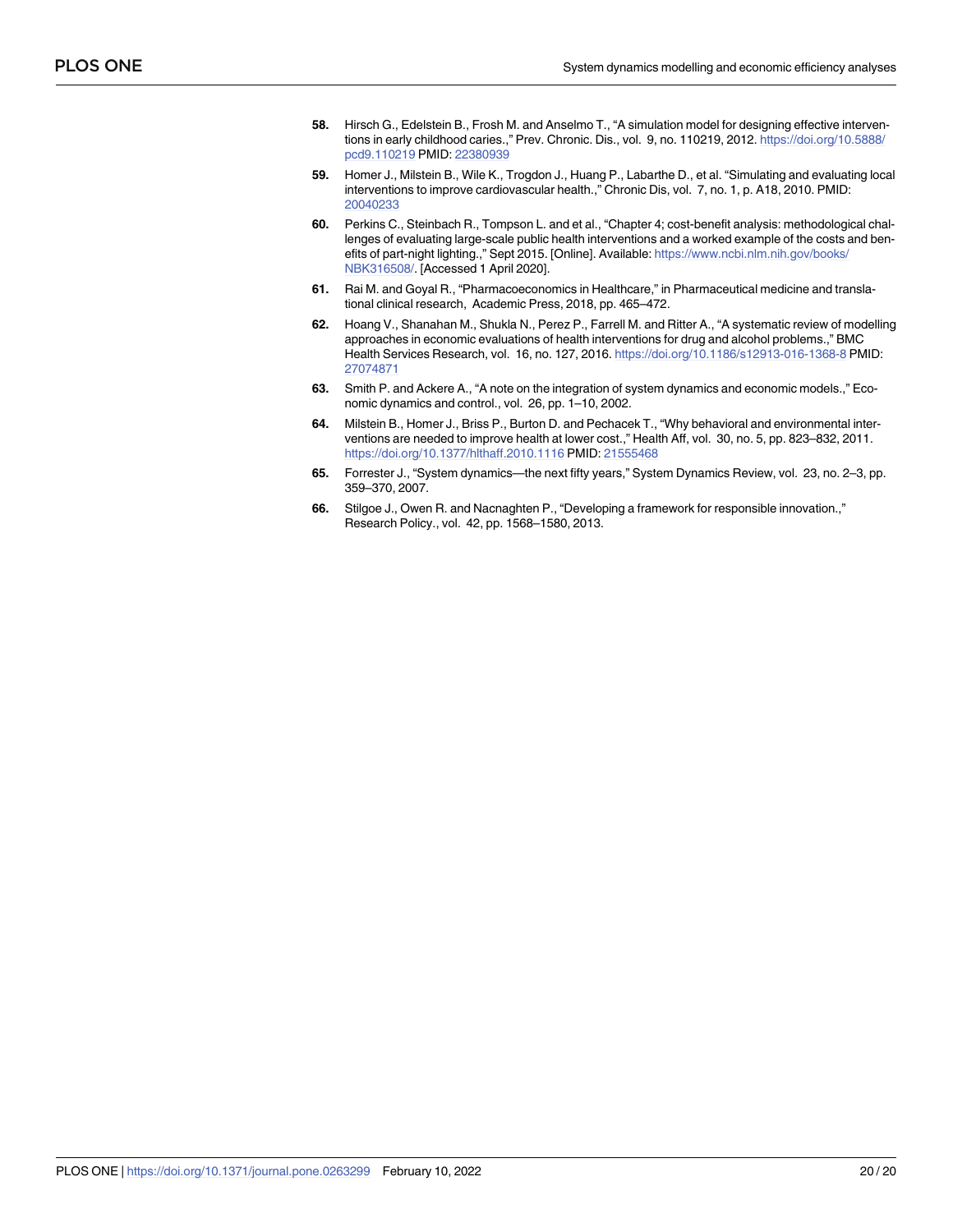58. Hirsch G., Edelstein B., Frosh M. and Anselmo T., "A simulation model for designing effective interventions in early childhood caries.," Prev. Chronic. Dis., vol. 9, no. 110219, 2012. https://doi.org/10.5888/pcd9.110219 PMID: 22380939

59. Homer J., Milstein B., Wile K., Trogdon J., Huang P., Labarthe D., et al. "Simulating and evaluating local interventions to improve cardiovascular health.," Chronic Dis, vol. 7, no. 1, p. A18, 2010. PMID: 20040233

60. Perkins C., Steinbach R., Tompson L. and et al., "Chapter 4; cost-benefit analysis: methodological challenges of evaluating large-scale public health interventions and a worked example of the costs and benefits of part-night lighting.," Sept 2015. [Online]. Available: https://www.ncbi.nlm.nih.gov/books/NBK316508/. [Accessed 1 April 2020].

61. Rai M. and Goyal R., "Pharmacoeconomics in Healthcare," in Pharmaceutical medicine and translational clinical research, Academic Press, 2018, pp. 465–472.

62. Hoang V., Shanahan M., Shukla N., Perez P., Farrell M. and Ritter A., "A systematic review of modelling approaches in economic evaluations of health interventions for drug and alcohol problems.," BMC Health Services Research, vol. 16, no. 127, 2016. https://doi.org/10.1186/s12913-016-1368-8 PMID: 27074871

63. Smith P. and Ackere A., "A note on the integration of system dynamics and economic models.," Economic dynamics and control., vol. 26, pp. 1–10, 2002.

64. Milstein B., Homer J., Briss P., Burton D. and Pechacek T., "Why behavioral and environmental interventions are needed to improve health at lower cost.," Health Aff, vol. 30, no. 5, pp. 823–832, 2011. https://doi.org/10.1377/hlthaff.2010.1116 PMID: 21555468

65. Forrester J., "System dynamics—the next fifty years," System Dynamics Review, vol. 23, no. 2–3, pp. 359–370, 2007.

66. Stilgoe J., Owen R. and Nacnaghten P., "Developing a framework for responsible innovation.," Research Policy., vol. 42, pp. 1568–1580, 2013.